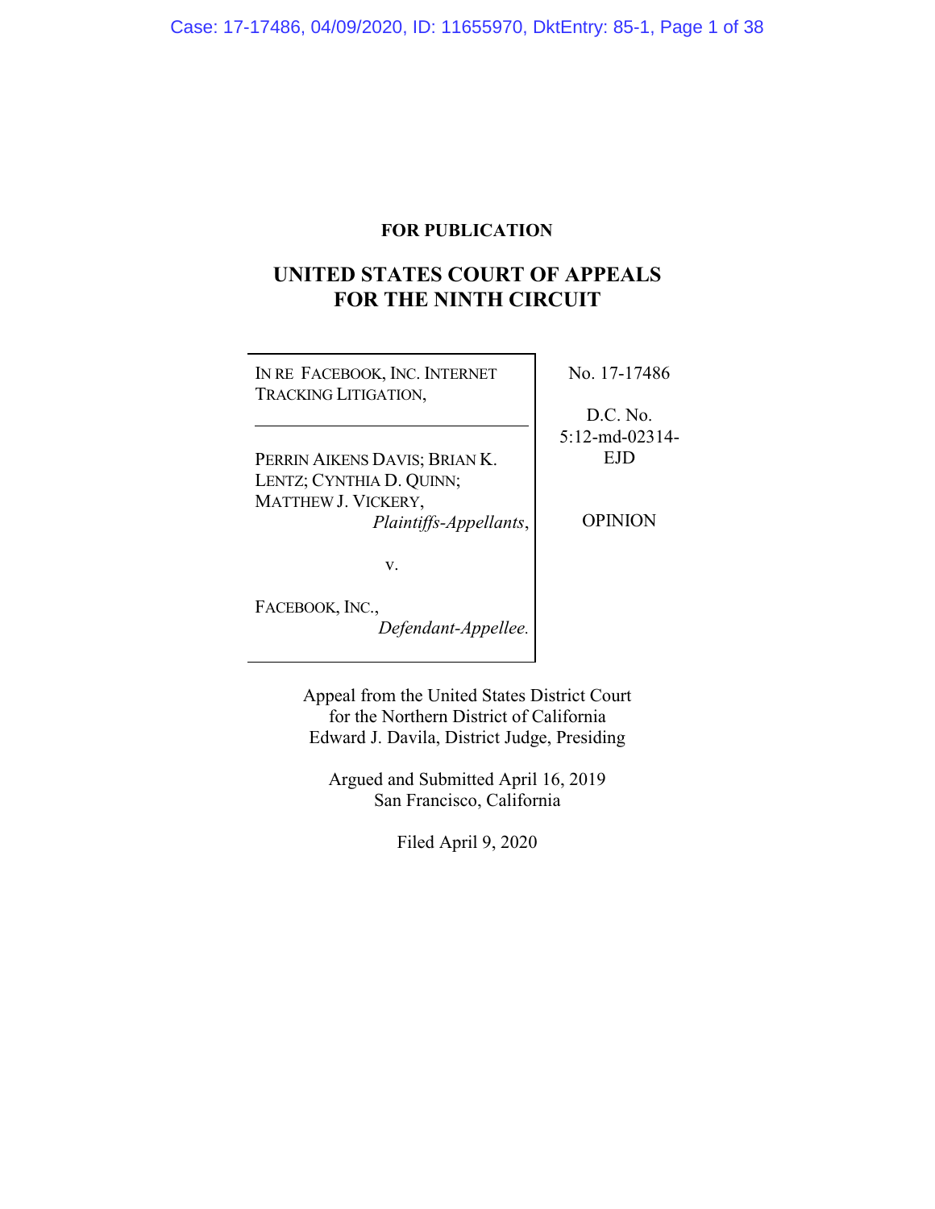**FOR PUBLICATION**

# UNITED STATES COURT OF APPEALS FOR THE NINTH CIRCUIT

IN RE FACEBOOK, INC. INTERNET TRACKING LITIGATION,

---

PERRIN AIKENS DAVIS; BRIAN K. LENTZ; CYNTHIA D. QUINN; MATTHEW J. VICKERY,
*Plaintiffs-Appellants*,

v.

FACEBOOK, INC.,
*Defendant-Appellee.*

No. 17-17486

D.C. No. 5:12-md-02314-EJD

OPINION

Appeal from the United States District Court for the Northern District of California
Edward J. Davila, District Judge, Presiding

Argued and Submitted April 16, 2019
San Francisco, California

Filed April 9, 2020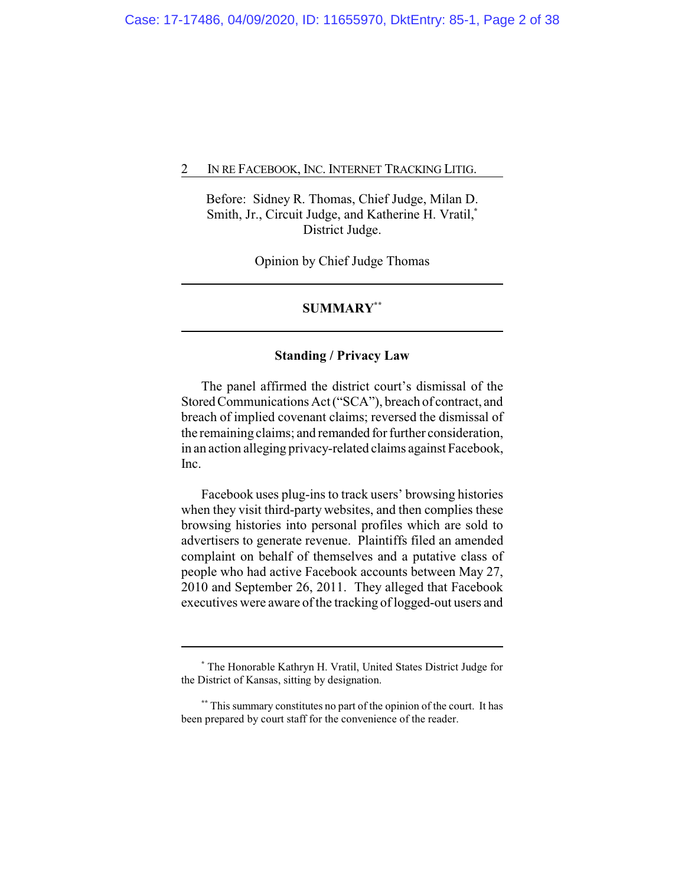Before: Sidney R. Thomas, Chief Judge, Milan D. Smith, Jr., Circuit Judge, and Katherine H. Vratil,[*] District Judge.

Opinion by Chief Judge Thomas

---

## SUMMARY[**]

---

### Standing / Privacy Law

The panel affirmed the district court's dismissal of the Stored Communications Act ("SCA"), breach of contract, and breach of implied covenant claims; reversed the dismissal of the remaining claims; and remanded for further consideration, in an action alleging privacy-related claims against Facebook, Inc.

Facebook uses plug-ins to track users' browsing histories when they visit third-party websites, and then complies these browsing histories into personal profiles which are sold to advertisers to generate revenue. Plaintiffs filed an amended complaint on behalf of themselves and a putative class of people who had active Facebook accounts between May 27, 2010 and September 26, 2011. They alleged that Facebook executives were aware of the tracking of logged-out users and

---

[*] The Honorable Kathryn H. Vratil, United States District Judge for the District of Kansas, sitting by designation.

[**] This summary constitutes no part of the opinion of the court. It has been prepared by court staff for the convenience of the reader.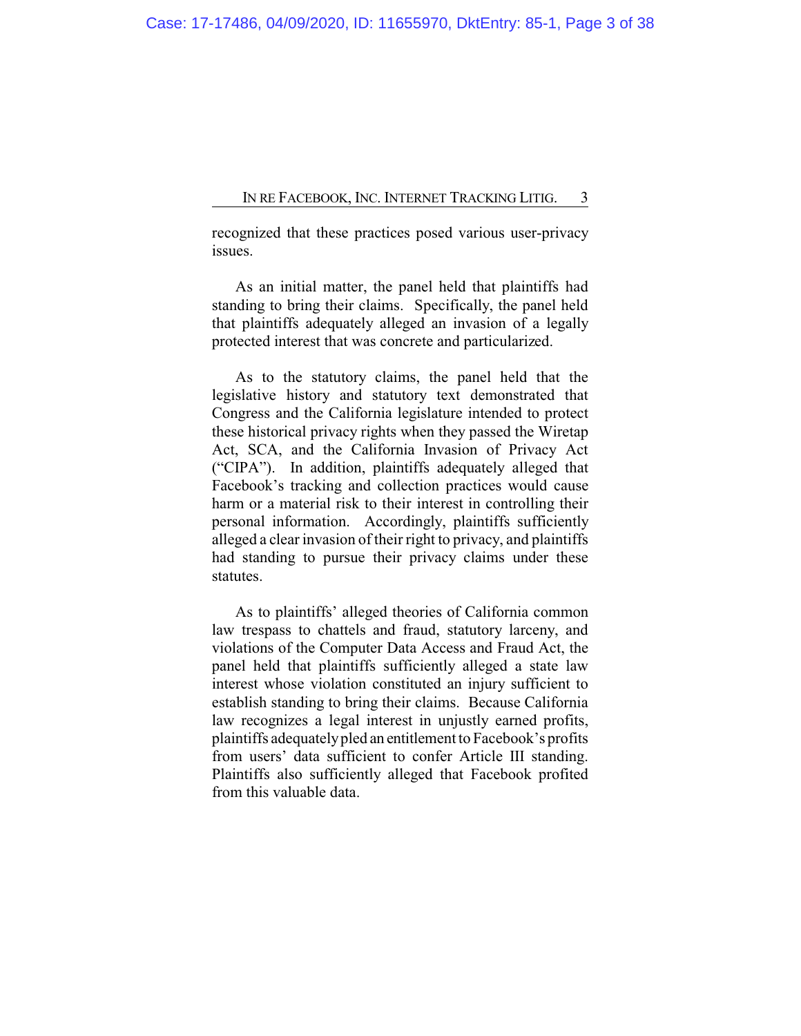recognized that these practices posed various user-privacy issues.

As an initial matter, the panel held that plaintiffs had standing to bring their claims. Specifically, the panel held that plaintiffs adequately alleged an invasion of a legally protected interest that was concrete and particularized.

As to the statutory claims, the panel held that the legislative history and statutory text demonstrated that Congress and the California legislature intended to protect these historical privacy rights when they passed the Wiretap Act, SCA, and the California Invasion of Privacy Act ("CIPA"). In addition, plaintiffs adequately alleged that Facebook's tracking and collection practices would cause harm or a material risk to their interest in controlling their personal information. Accordingly, plaintiffs sufficiently alleged a clear invasion of their right to privacy, and plaintiffs had standing to pursue their privacy claims under these statutes.

As to plaintiffs' alleged theories of California common law trespass to chattels and fraud, statutory larceny, and violations of the Computer Data Access and Fraud Act, the panel held that plaintiffs sufficiently alleged a state law interest whose violation constituted an injury sufficient to establish standing to bring their claims. Because California law recognizes a legal interest in unjustly earned profits, plaintiffs adequately pled an entitlement to Facebook's profits from users' data sufficient to confer Article III standing. Plaintiffs also sufficiently alleged that Facebook profited from this valuable data.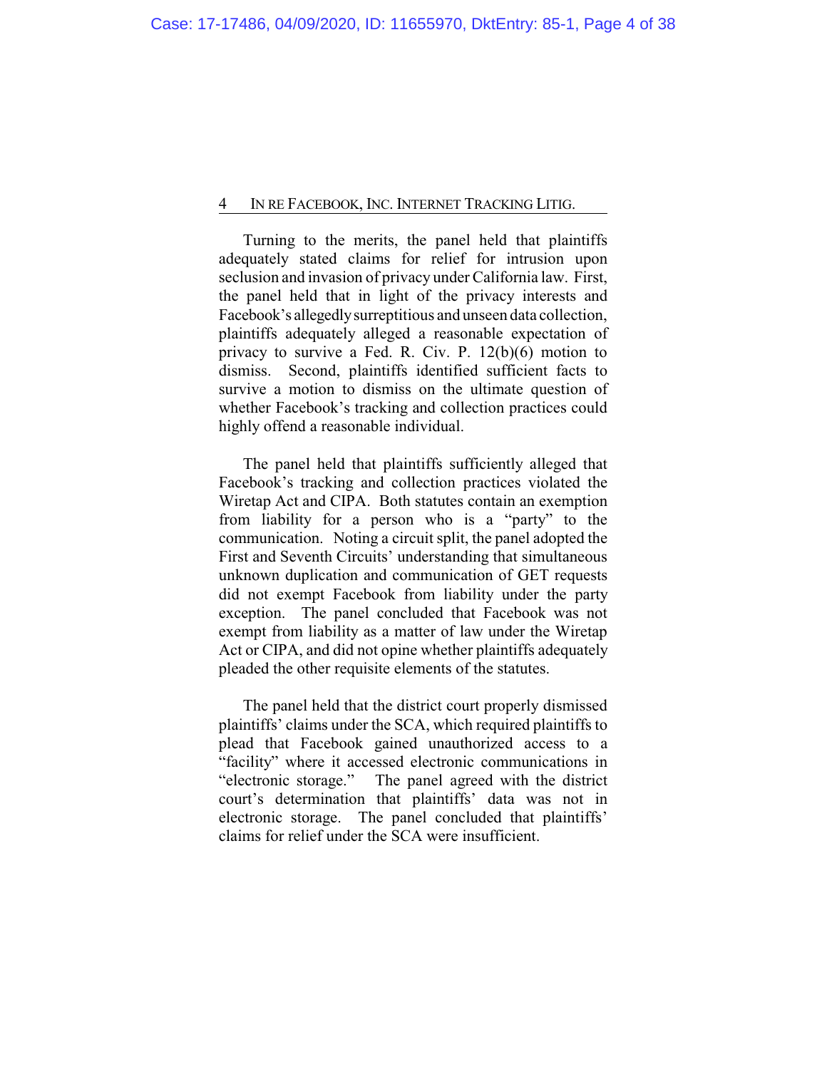Turning to the merits, the panel held that plaintiffs adequately stated claims for relief for intrusion upon seclusion and invasion of privacy under California law. First, the panel held that in light of the privacy interests and Facebook's allegedly surreptitious and unseen data collection, plaintiffs adequately alleged a reasonable expectation of privacy to survive a Fed. R. Civ. P. 12(b)(6) motion to dismiss. Second, plaintiffs identified sufficient facts to survive a motion to dismiss on the ultimate question of whether Facebook's tracking and collection practices could highly offend a reasonable individual.

The panel held that plaintiffs sufficiently alleged that Facebook's tracking and collection practices violated the Wiretap Act and CIPA. Both statutes contain an exemption from liability for a person who is a "party" to the communication. Noting a circuit split, the panel adopted the First and Seventh Circuits' understanding that simultaneous unknown duplication and communication of GET requests did not exempt Facebook from liability under the party exception. The panel concluded that Facebook was not exempt from liability as a matter of law under the Wiretap Act or CIPA, and did not opine whether plaintiffs adequately pleaded the other requisite elements of the statutes.

The panel held that the district court properly dismissed plaintiffs' claims under the SCA, which required plaintiffs to plead that Facebook gained unauthorized access to a "facility" where it accessed electronic communications in "electronic storage." The panel agreed with the district court's determination that plaintiffs' data was not in electronic storage. The panel concluded that plaintiffs' claims for relief under the SCA were insufficient.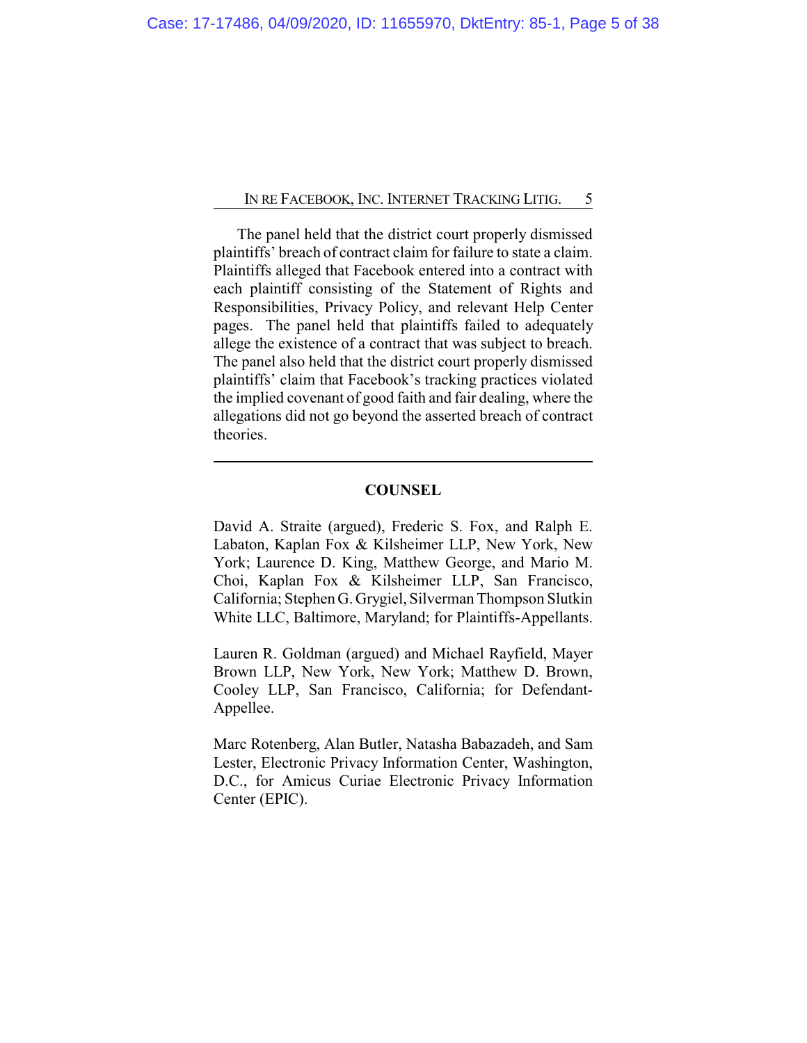The panel held that the district court properly dismissed plaintiffs' breach of contract claim for failure to state a claim. Plaintiffs alleged that Facebook entered into a contract with each plaintiff consisting of the Statement of Rights and Responsibilities, Privacy Policy, and relevant Help Center pages. The panel held that plaintiffs failed to adequately allege the existence of a contract that was subject to breach. The panel also held that the district court properly dismissed plaintiffs' claim that Facebook's tracking practices violated the implied covenant of good faith and fair dealing, where the allegations did not go beyond the asserted breach of contract theories.

---

## COUNSEL

David A. Straite (argued), Frederic S. Fox, and Ralph E. Labaton, Kaplan Fox & Kilsheimer LLP, New York, New York; Laurence D. King, Matthew George, and Mario M. Choi, Kaplan Fox & Kilsheimer LLP, San Francisco, California; Stephen G. Grygiel, Silverman Thompson Slutkin White LLC, Baltimore, Maryland; for Plaintiffs-Appellants.

Lauren R. Goldman (argued) and Michael Rayfield, Mayer Brown LLP, New York, New York; Matthew D. Brown, Cooley LLP, San Francisco, California; for Defendant-Appellee.

Marc Rotenberg, Alan Butler, Natasha Babazadeh, and Sam Lester, Electronic Privacy Information Center, Washington, D.C., for Amicus Curiae Electronic Privacy Information Center (EPIC).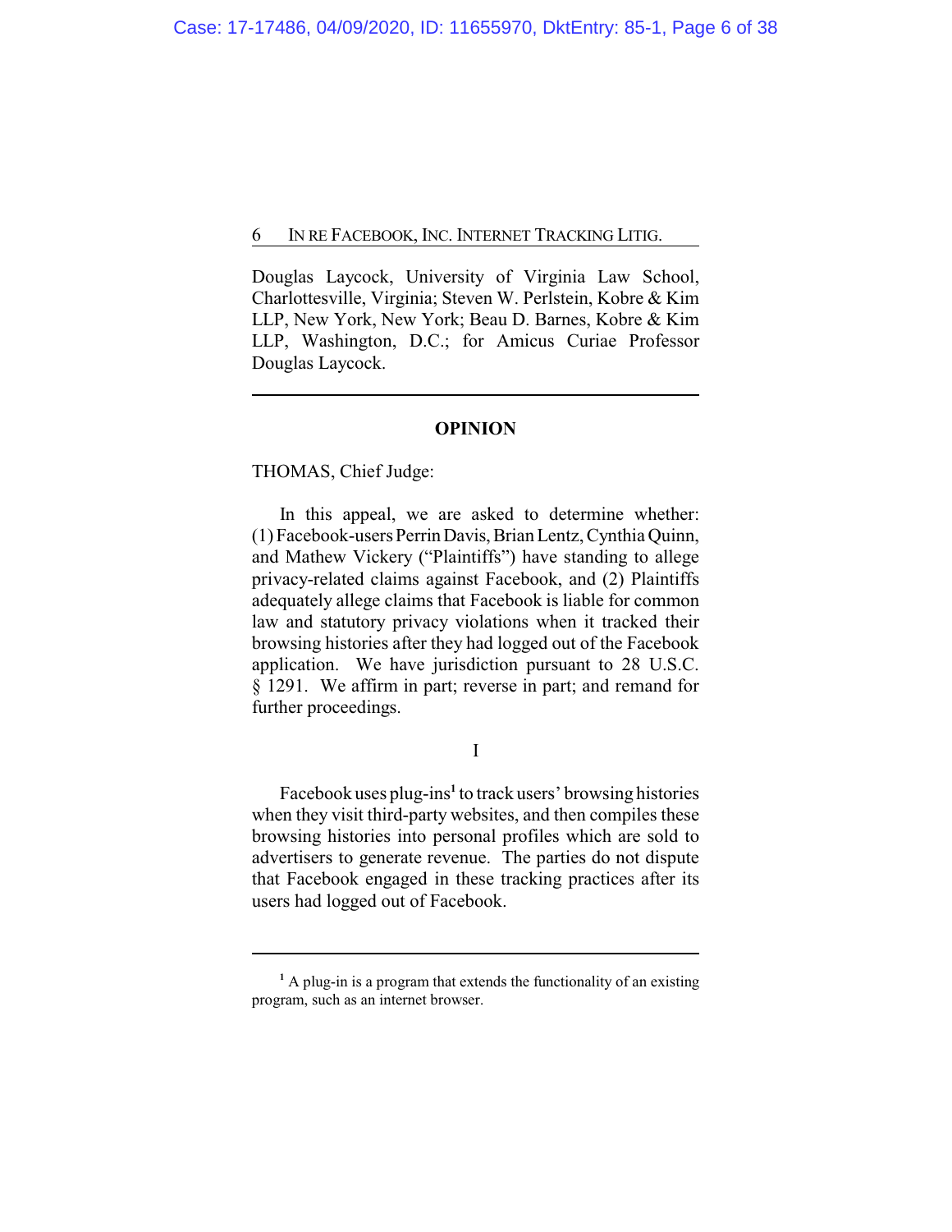Douglas Laycock, University of Virginia Law School, Charlottesville, Virginia; Steven W. Perlstein, Kobre & Kim LLP, New York, New York; Beau D. Barnes, Kobre & Kim LLP, Washington, D.C.; for Amicus Curiae Professor Douglas Laycock.

---

**OPINION**

THOMAS, Chief Judge:

In this appeal, we are asked to determine whether: (1) Facebook-users Perrin Davis, Brian Lentz, Cynthia Quinn, and Mathew Vickery ("Plaintiffs") have standing to allege privacy-related claims against Facebook, and (2) Plaintiffs adequately allege claims that Facebook is liable for common law and statutory privacy violations when it tracked their browsing histories after they had logged out of the Facebook application. We have jurisdiction pursuant to 28 U.S.C. § 1291. We affirm in part; reverse in part; and remand for further proceedings.

I

Facebook uses plug-ins[1] to track users' browsing histories when they visit third-party websites, and then compiles these browsing histories into personal profiles which are sold to advertisers to generate revenue. The parties do not dispute that Facebook engaged in these tracking practices after its users had logged out of Facebook.

---

[1] A plug-in is a program that extends the functionality of an existing program, such as an internet browser.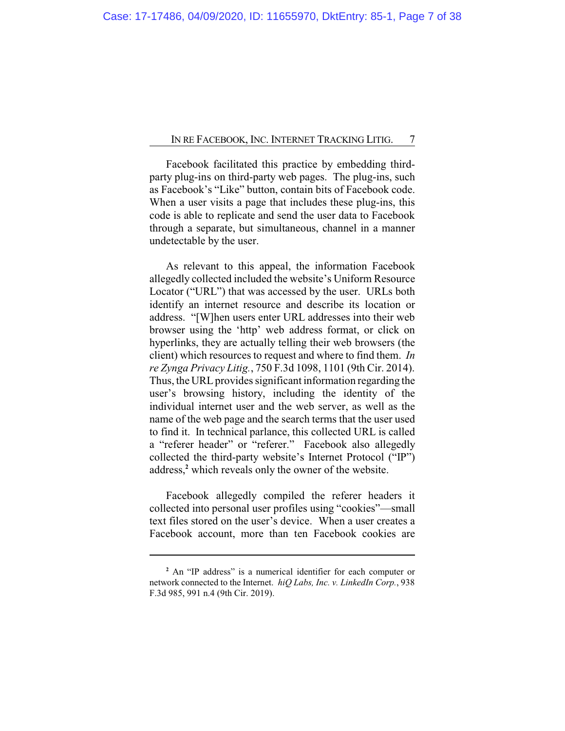Facebook facilitated this practice by embedding third-party plug-ins on third-party web pages. The plug-ins, such as Facebook's "Like" button, contain bits of Facebook code. When a user visits a page that includes these plug-ins, this code is able to replicate and send the user data to Facebook through a separate, but simultaneous, channel in a manner undetectable by the user.

As relevant to this appeal, the information Facebook allegedly collected included the website's Uniform Resource Locator ("URL") that was accessed by the user. URLs both identify an internet resource and describe its location or address. "[W]hen users enter URL addresses into their web browser using the 'http' web address format, or click on hyperlinks, they are actually telling their web browsers (the client) which resources to request and where to find them. *In re Zynga Privacy Litig.*, 750 F.3d 1098, 1101 (9th Cir. 2014). Thus, the URL provides significant information regarding the user's browsing history, including the identity of the individual internet user and the web server, as well as the name of the web page and the search terms that the user used to find it. In technical parlance, this collected URL is called a "referer header" or "referer." Facebook also allegedly collected the third-party website's Internet Protocol ("IP") address,[2] which reveals only the owner of the website.

Facebook allegedly compiled the referer headers it collected into personal user profiles using "cookies"—small text files stored on the user's device. When a user creates a Facebook account, more than ten Facebook cookies are

---

[2] An "IP address" is a numerical identifier for each computer or network connected to the Internet. *hiQ Labs, Inc. v. LinkedIn Corp.*, 938 F.3d 985, 991 n.4 (9th Cir. 2019).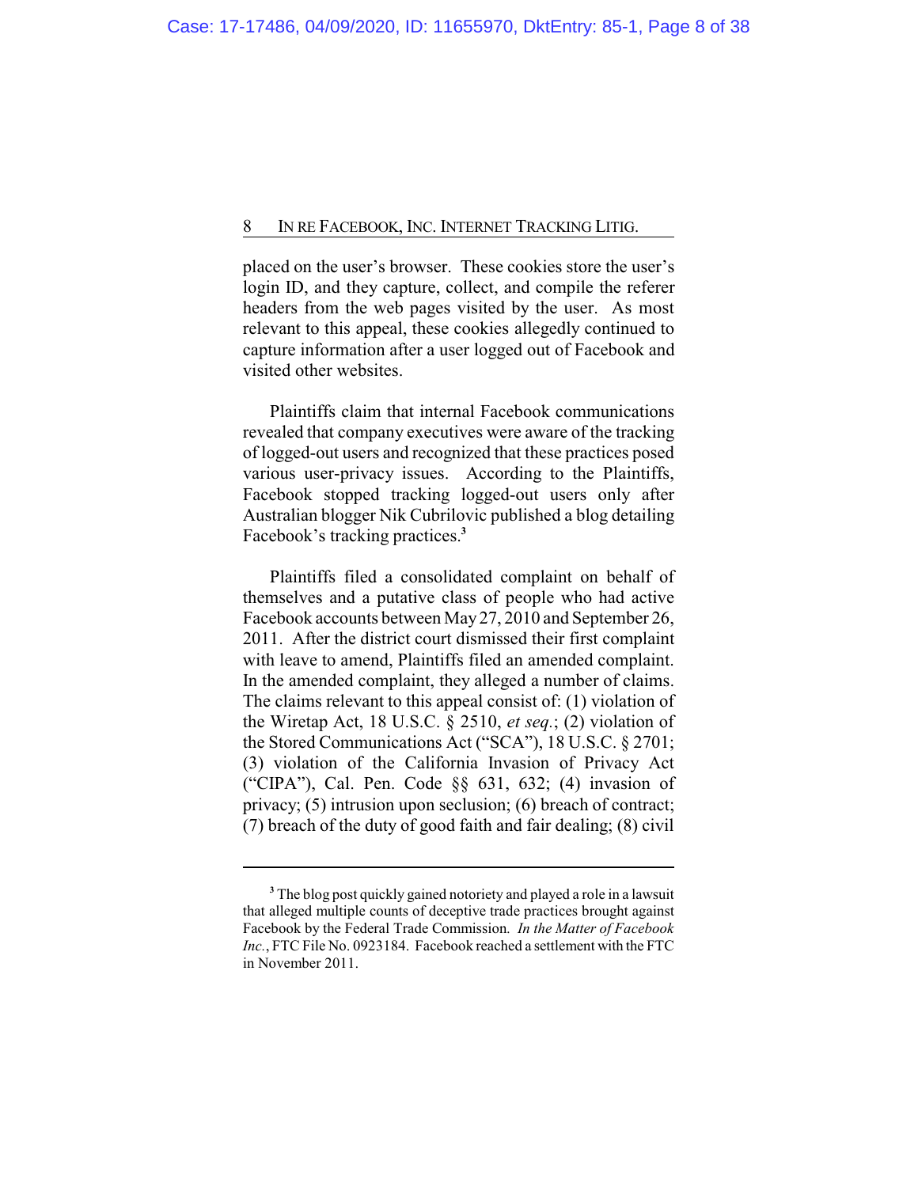placed on the user's browser. These cookies store the user's login ID, and they capture, collect, and compile the referer headers from the web pages visited by the user. As most relevant to this appeal, these cookies allegedly continued to capture information after a user logged out of Facebook and visited other websites.

Plaintiffs claim that internal Facebook communications revealed that company executives were aware of the tracking of logged-out users and recognized that these practices posed various user-privacy issues. According to the Plaintiffs, Facebook stopped tracking logged-out users only after Australian blogger Nik Cubrilovic published a blog detailing Facebook's tracking practices.[3]

Plaintiffs filed a consolidated complaint on behalf of themselves and a putative class of people who had active Facebook accounts between May 27, 2010 and September 26, 2011. After the district court dismissed their first complaint with leave to amend, Plaintiffs filed an amended complaint. In the amended complaint, they alleged a number of claims. The claims relevant to this appeal consist of: (1) violation of the Wiretap Act, 18 U.S.C. § 2510, *et seq.*; (2) violation of the Stored Communications Act ("SCA"), 18 U.S.C. § 2701; (3) violation of the California Invasion of Privacy Act ("CIPA"), Cal. Pen. Code §§ 631, 632; (4) invasion of privacy; (5) intrusion upon seclusion; (6) breach of contract; (7) breach of the duty of good faith and fair dealing; (8) civil

---

[3] The blog post quickly gained notoriety and played a role in a lawsuit that alleged multiple counts of deceptive trade practices brought against Facebook by the Federal Trade Commission. *In the Matter of Facebook Inc.*, FTC File No. 0923184. Facebook reached a settlement with the FTC in November 2011.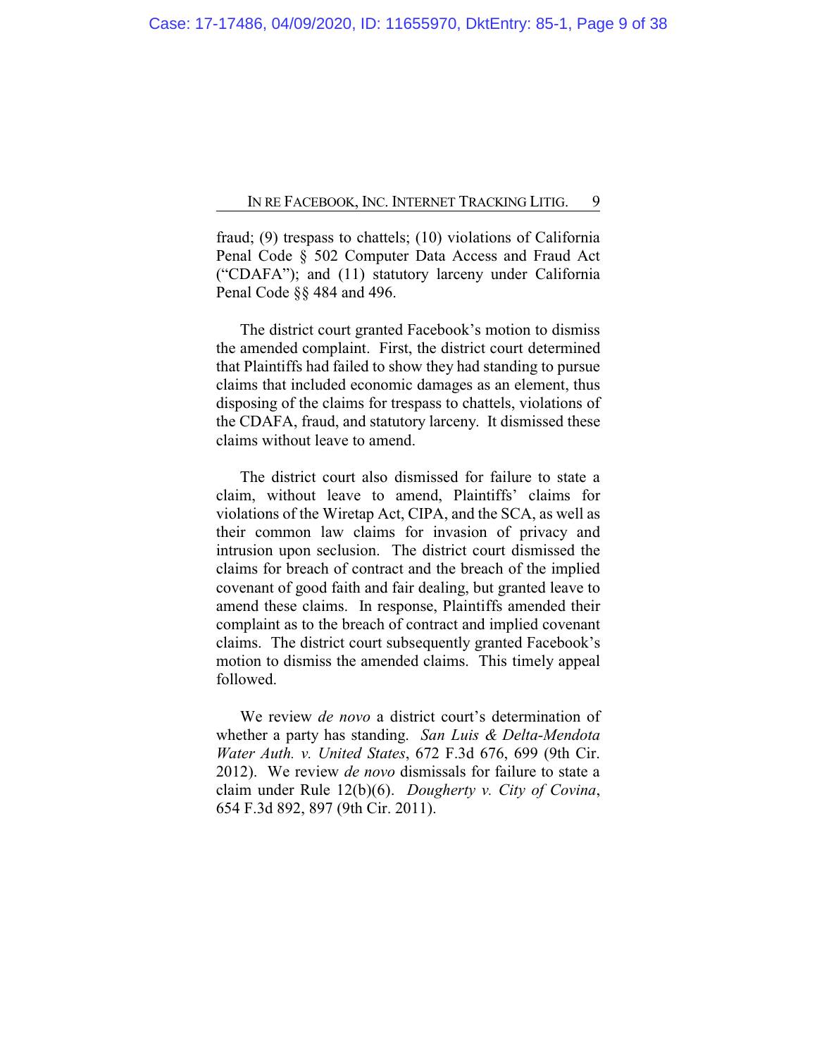fraud; (9) trespass to chattels; (10) violations of California Penal Code § 502 Computer Data Access and Fraud Act ("CDAFA"); and (11) statutory larceny under California Penal Code §§ 484 and 496.

The district court granted Facebook's motion to dismiss the amended complaint. First, the district court determined that Plaintiffs had failed to show they had standing to pursue claims that included economic damages as an element, thus disposing of the claims for trespass to chattels, violations of the CDAFA, fraud, and statutory larceny. It dismissed these claims without leave to amend.

The district court also dismissed for failure to state a claim, without leave to amend, Plaintiffs' claims for violations of the Wiretap Act, CIPA, and the SCA, as well as their common law claims for invasion of privacy and intrusion upon seclusion. The district court dismissed the claims for breach of contract and the breach of the implied covenant of good faith and fair dealing, but granted leave to amend these claims. In response, Plaintiffs amended their complaint as to the breach of contract and implied covenant claims. The district court subsequently granted Facebook's motion to dismiss the amended claims. This timely appeal followed.

We review *de novo* a district court's determination of whether a party has standing. *San Luis & Delta-Mendota Water Auth. v. United States*, 672 F.3d 676, 699 (9th Cir. 2012). We review *de novo* dismissals for failure to state a claim under Rule 12(b)(6). *Dougherty v. City of Covina*, 654 F.3d 892, 897 (9th Cir. 2011).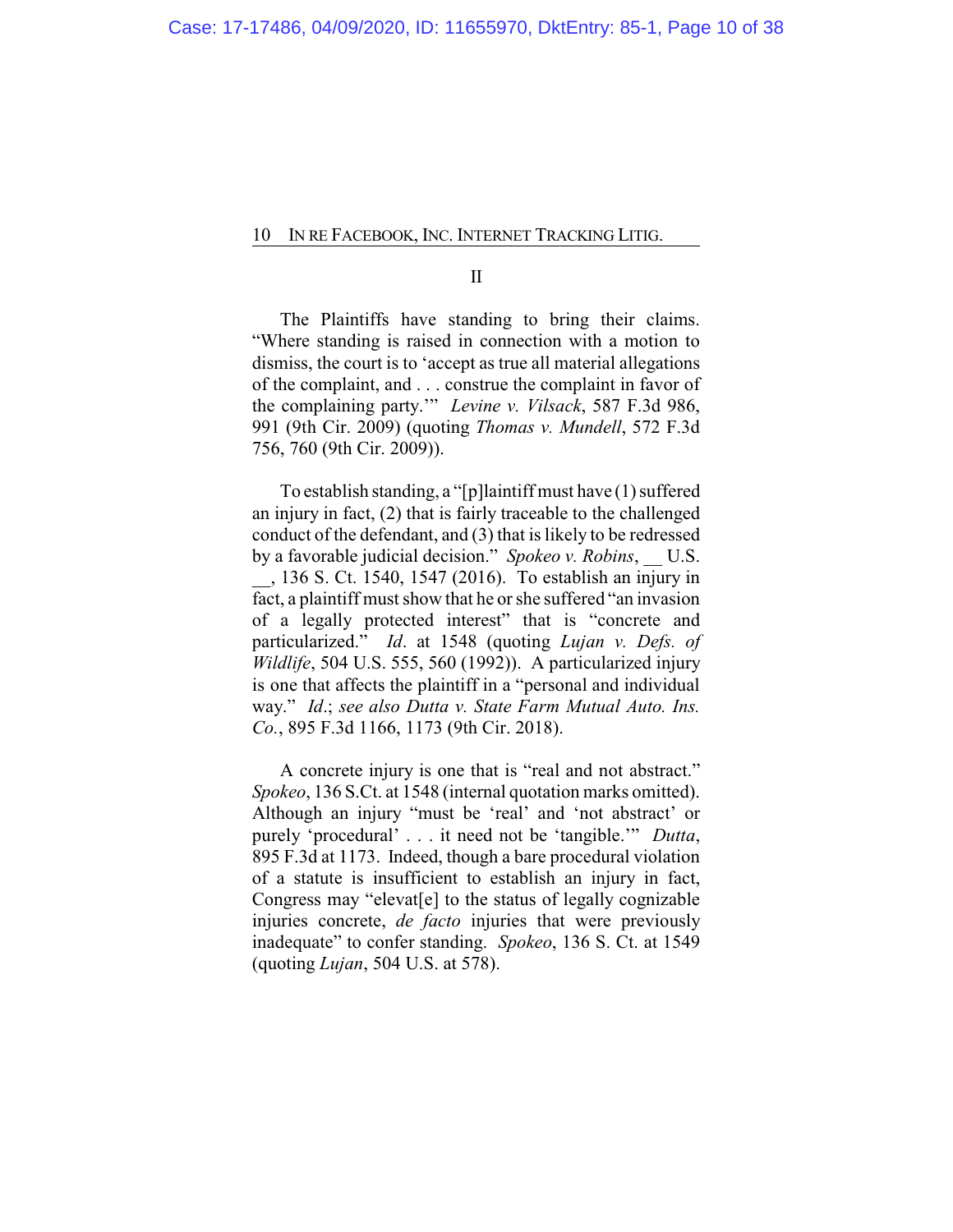## II

The Plaintiffs have standing to bring their claims. "Where standing is raised in connection with a motion to dismiss, the court is to 'accept as true all material allegations of the complaint, and . . . construe the complaint in favor of the complaining party.'" *Levine v. Vilsack*, 587 F.3d 986, 991 (9th Cir. 2009) (quoting *Thomas v. Mundell*, 572 F.3d 756, 760 (9th Cir. 2009)).

To establish standing, a "[p]laintiff must have (1) suffered an injury in fact, (2) that is fairly traceable to the challenged conduct of the defendant, and (3) that is likely to be redressed by a favorable judicial decision." *Spokeo v. Robins*, __ U.S. __, 136 S. Ct. 1540, 1547 (2016). To establish an injury in fact, a plaintiff must show that he or she suffered "an invasion of a legally protected interest" that is "concrete and particularized." *Id*. at 1548 (quoting *Lujan v. Defs. of Wildlife*, 504 U.S. 555, 560 (1992)). A particularized injury is one that affects the plaintiff in a "personal and individual way." *Id*.; *see also Dutta v. State Farm Mutual Auto. Ins. Co.*, 895 F.3d 1166, 1173 (9th Cir. 2018).

A concrete injury is one that is "real and not abstract." *Spokeo*, 136 S.Ct. at 1548 (internal quotation marks omitted). Although an injury "must be 'real' and 'not abstract' or purely 'procedural' . . . it need not be 'tangible.'" *Dutta*, 895 F.3d at 1173. Indeed, though a bare procedural violation of a statute is insufficient to establish an injury in fact, Congress may "elevat[e] to the status of legally cognizable injuries concrete, *de facto* injuries that were previously inadequate" to confer standing. *Spokeo*, 136 S. Ct. at 1549 (quoting *Lujan*, 504 U.S. at 578).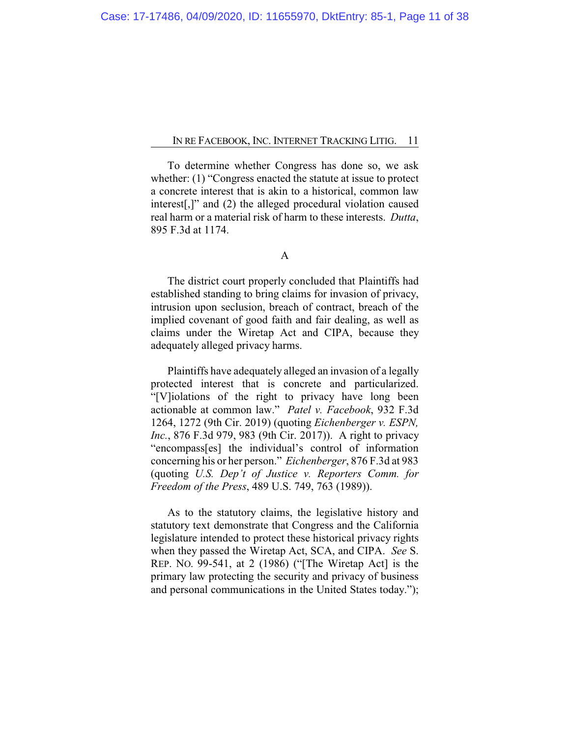To determine whether Congress has done so, we ask whether: (1) "Congress enacted the statute at issue to protect a concrete interest that is akin to a historical, common law interest[,]" and (2) the alleged procedural violation caused real harm or a material risk of harm to these interests. *Dutta*, 895 F.3d at 1174.

A

The district court properly concluded that Plaintiffs had established standing to bring claims for invasion of privacy, intrusion upon seclusion, breach of contract, breach of the implied covenant of good faith and fair dealing, as well as claims under the Wiretap Act and CIPA, because they adequately alleged privacy harms.

Plaintiffs have adequately alleged an invasion of a legally protected interest that is concrete and particularized. "[V]iolations of the right to privacy have long been actionable at common law." *Patel v. Facebook*, 932 F.3d 1264, 1272 (9th Cir. 2019) (quoting *Eichenberger v. ESPN, Inc.*, 876 F.3d 979, 983 (9th Cir. 2017)). A right to privacy "encompass[es] the individual's control of information concerning his or her person." *Eichenberger*, 876 F.3d at 983 (quoting *U.S. Dep't of Justice v. Reporters Comm. for Freedom of the Press*, 489 U.S. 749, 763 (1989)).

As to the statutory claims, the legislative history and statutory text demonstrate that Congress and the California legislature intended to protect these historical privacy rights when they passed the Wiretap Act, SCA, and CIPA. *See* S. REP. NO. 99-541, at 2 (1986) ("[The Wiretap Act] is the primary law protecting the security and privacy of business and personal communications in the United States today.");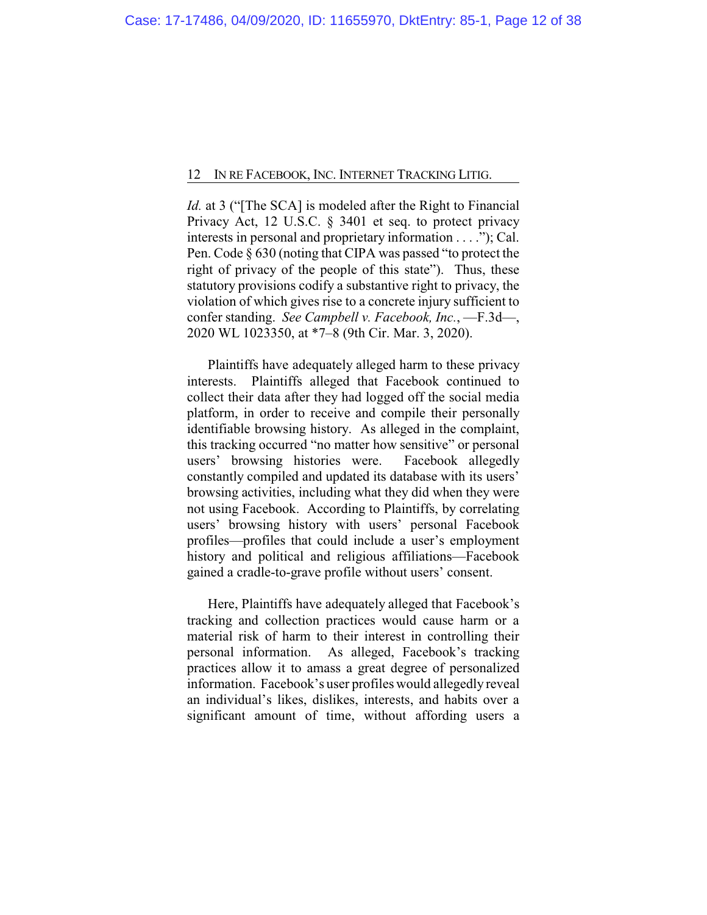*Id.* at 3 ("[The SCA] is modeled after the Right to Financial Privacy Act, 12 U.S.C. § 3401 et seq. to protect privacy interests in personal and proprietary information . . . ."); Cal. Pen. Code § 630 (noting that CIPA was passed "to protect the right of privacy of the people of this state"). Thus, these statutory provisions codify a substantive right to privacy, the violation of which gives rise to a concrete injury sufficient to confer standing. *See Campbell v. Facebook, Inc.*, —F.3d—, 2020 WL 1023350, at *7–8 (9th Cir. Mar. 3, 2020).

Plaintiffs have adequately alleged harm to these privacy interests. Plaintiffs alleged that Facebook continued to collect their data after they had logged off the social media platform, in order to receive and compile their personally identifiable browsing history. As alleged in the complaint, this tracking occurred "no matter how sensitive" or personal users' browsing histories were. Facebook allegedly constantly compiled and updated its database with its users' browsing activities, including what they did when they were not using Facebook. According to Plaintiffs, by correlating users' browsing history with users' personal Facebook profiles—profiles that could include a user's employment history and political and religious affiliations—Facebook gained a cradle-to-grave profile without users' consent.

Here, Plaintiffs have adequately alleged that Facebook's tracking and collection practices would cause harm or a material risk of harm to their interest in controlling their personal information. As alleged, Facebook's tracking practices allow it to amass a great degree of personalized information. Facebook's user profiles would allegedly reveal an individual's likes, dislikes, interests, and habits over a significant amount of time, without affording users a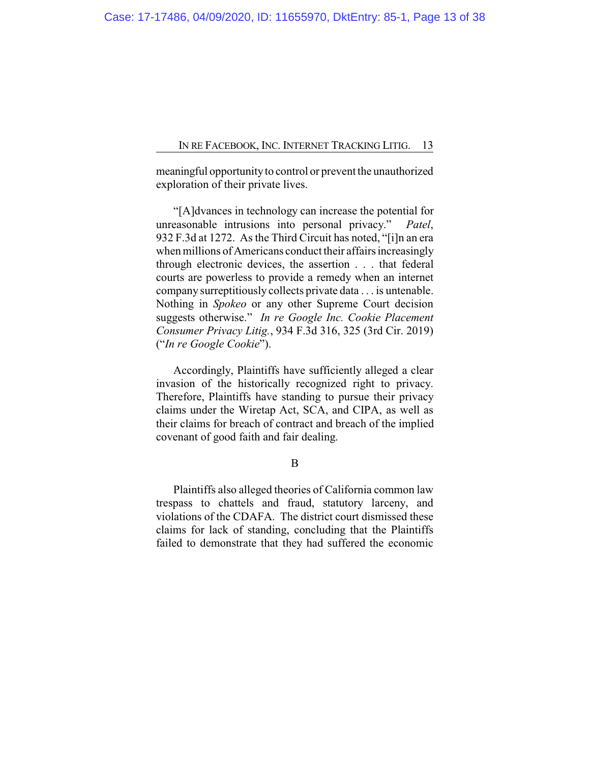meaningful opportunity to control or prevent the unauthorized exploration of their private lives.

"[A]dvances in technology can increase the potential for unreasonable intrusions into personal privacy." *Patel*, 932 F.3d at 1272. As the Third Circuit has noted, "[i]n an era when millions of Americans conduct their affairs increasingly through electronic devices, the assertion . . . that federal courts are powerless to provide a remedy when an internet company surreptitiously collects private data . . . is untenable. Nothing in *Spokeo* or any other Supreme Court decision suggests otherwise." *In re Google Inc. Cookie Placement Consumer Privacy Litig.*, 934 F.3d 316, 325 (3rd Cir. 2019) ("*In re Google Cookie*").

Accordingly, Plaintiffs have sufficiently alleged a clear invasion of the historically recognized right to privacy. Therefore, Plaintiffs have standing to pursue their privacy claims under the Wiretap Act, SCA, and CIPA, as well as their claims for breach of contract and breach of the implied covenant of good faith and fair dealing.

### B

Plaintiffs also alleged theories of California common law trespass to chattels and fraud, statutory larceny, and violations of the CDAFA. The district court dismissed these claims for lack of standing, concluding that the Plaintiffs failed to demonstrate that they had suffered the economic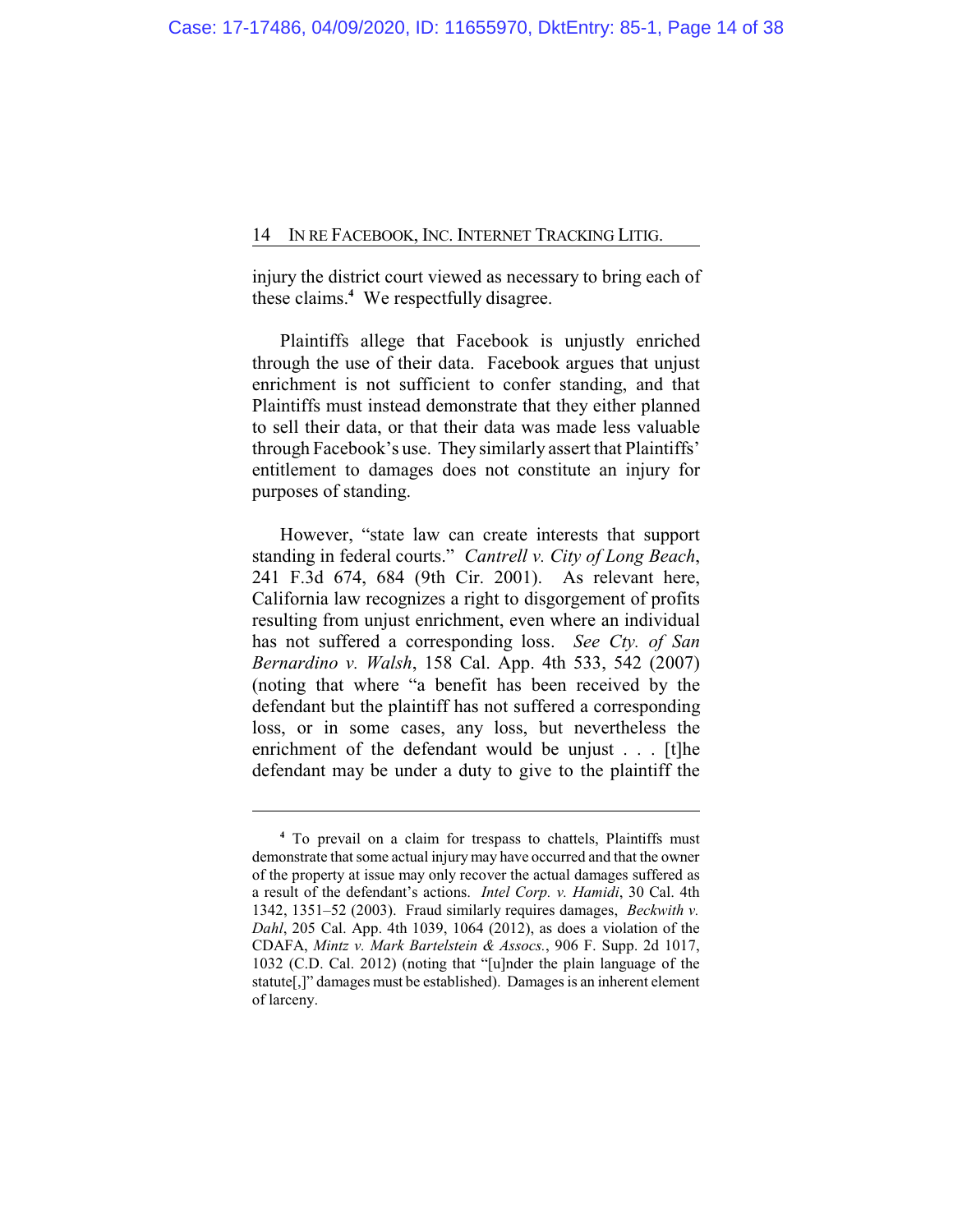injury the district court viewed as necessary to bring each of these claims.[4] We respectfully disagree.

Plaintiffs allege that Facebook is unjustly enriched through the use of their data. Facebook argues that unjust enrichment is not sufficient to confer standing, and that Plaintiffs must instead demonstrate that they either planned to sell their data, or that their data was made less valuable through Facebook's use. They similarly assert that Plaintiffs' entitlement to damages does not constitute an injury for purposes of standing.

However, "state law can create interests that support standing in federal courts." *Cantrell v. City of Long Beach*, 241 F.3d 674, 684 (9th Cir. 2001). As relevant here, California law recognizes a right to disgorgement of profits resulting from unjust enrichment, even where an individual has not suffered a corresponding loss. *See Cty. of San Bernardino v. Walsh*, 158 Cal. App. 4th 533, 542 (2007) (noting that where "a benefit has been received by the defendant but the plaintiff has not suffered a corresponding loss, or in some cases, any loss, but nevertheless the enrichment of the defendant would be unjust . . . [t]he defendant may be under a duty to give to the plaintiff the

---

[4] To prevail on a claim for trespass to chattels, Plaintiffs must demonstrate that some actual injury may have occurred and that the owner of the property at issue may only recover the actual damages suffered as a result of the defendant's actions. *Intel Corp. v. Hamidi*, 30 Cal. 4th 1342, 1351–52 (2003). Fraud similarly requires damages, *Beckwith v. Dahl*, 205 Cal. App. 4th 1039, 1064 (2012), as does a violation of the CDAFA, *Mintz v. Mark Bartelstein & Assocs.*, 906 F. Supp. 2d 1017, 1032 (C.D. Cal. 2012) (noting that "[u]nder the plain language of the statute[,]" damages must be established). Damages is an inherent element of larceny.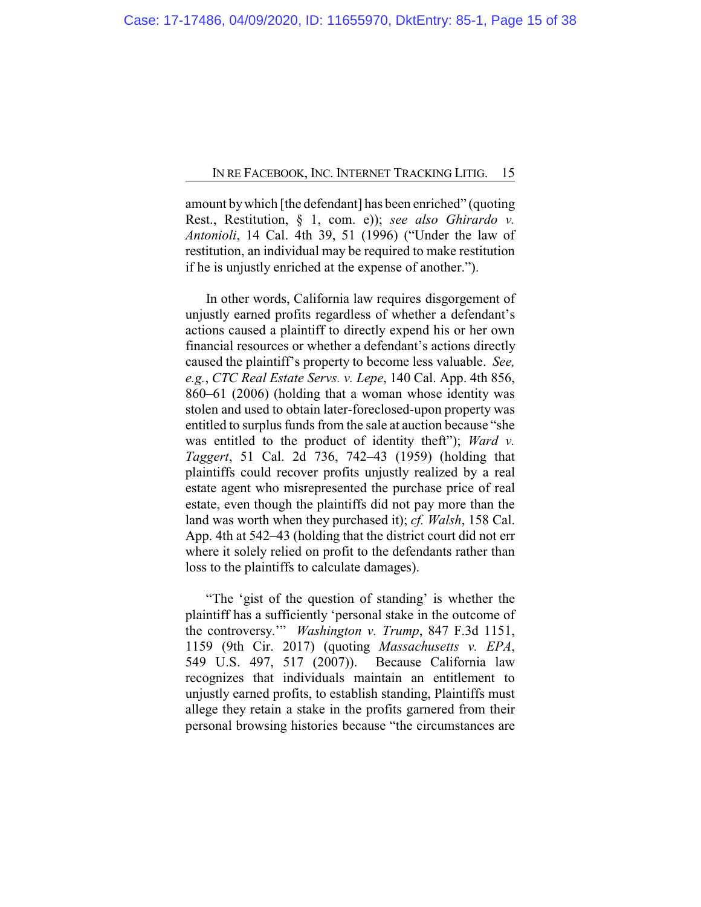amount by which [the defendant] has been enriched" (quoting Rest., Restitution, § 1, com. e)); *see also Ghirardo v. Antonioli*, 14 Cal. 4th 39, 51 (1996) ("Under the law of restitution, an individual may be required to make restitution if he is unjustly enriched at the expense of another.").

In other words, California law requires disgorgement of unjustly earned profits regardless of whether a defendant's actions caused a plaintiff to directly expend his or her own financial resources or whether a defendant's actions directly caused the plaintiff's property to become less valuable. *See, e.g.*, *CTC Real Estate Servs. v. Lepe*, 140 Cal. App. 4th 856, 860–61 (2006) (holding that a woman whose identity was stolen and used to obtain later-foreclosed-upon property was entitled to surplus funds from the sale at auction because "she was entitled to the product of identity theft"); *Ward v. Taggert*, 51 Cal. 2d 736, 742–43 (1959) (holding that plaintiffs could recover profits unjustly realized by a real estate agent who misrepresented the purchase price of real estate, even though the plaintiffs did not pay more than the land was worth when they purchased it); *cf. Walsh*, 158 Cal. App. 4th at 542–43 (holding that the district court did not err where it solely relied on profit to the defendants rather than loss to the plaintiffs to calculate damages).

"The 'gist of the question of standing' is whether the plaintiff has a sufficiently 'personal stake in the outcome of the controversy.'" *Washington v. Trump*, 847 F.3d 1151, 1159 (9th Cir. 2017) (quoting *Massachusetts v. EPA*, 549 U.S. 497, 517 (2007)). Because California law recognizes that individuals maintain an entitlement to unjustly earned profits, to establish standing, Plaintiffs must allege they retain a stake in the profits garnered from their personal browsing histories because "the circumstances are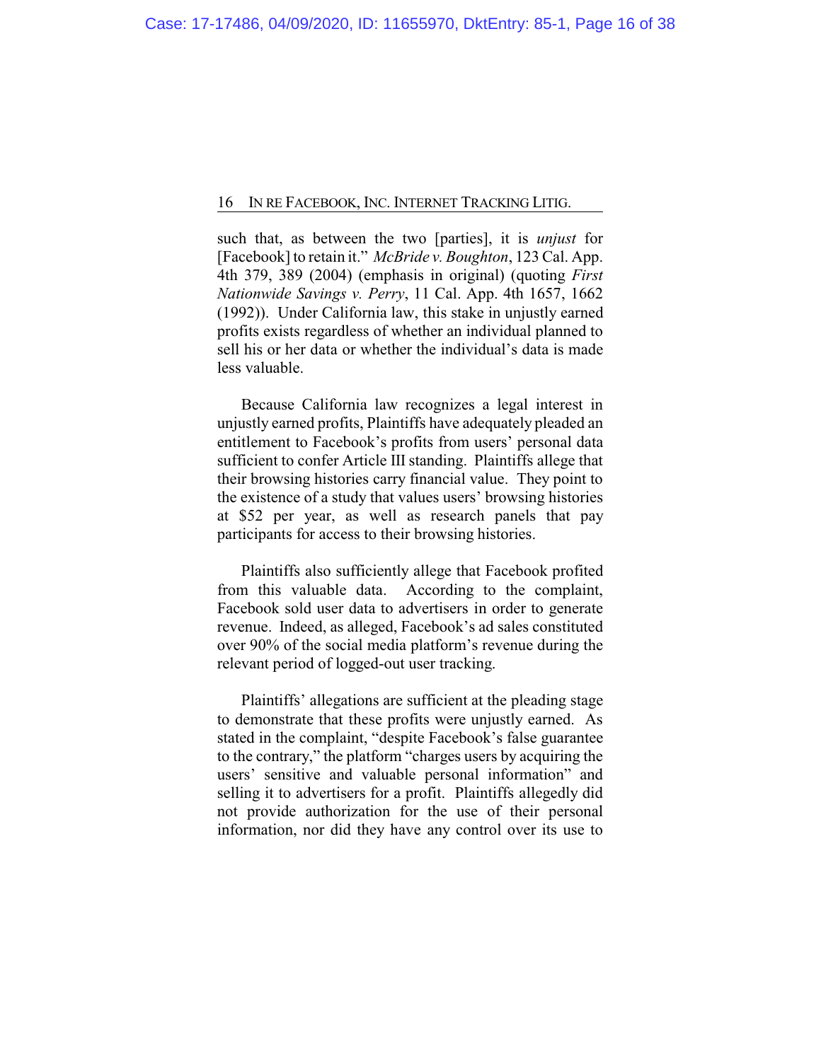such that, as between the two [parties], it is *unjust* for [Facebook] to retain it." *McBride v. Boughton*, 123 Cal. App. 4th 379, 389 (2004) (emphasis in original) (quoting *First Nationwide Savings v. Perry*, 11 Cal. App. 4th 1657, 1662 (1992)). Under California law, this stake in unjustly earned profits exists regardless of whether an individual planned to sell his or her data or whether the individual's data is made less valuable.

Because California law recognizes a legal interest in unjustly earned profits, Plaintiffs have adequately pleaded an entitlement to Facebook's profits from users' personal data sufficient to confer Article III standing. Plaintiffs allege that their browsing histories carry financial value. They point to the existence of a study that values users' browsing histories at $52 per year, as well as research panels that pay participants for access to their browsing histories.

Plaintiffs also sufficiently allege that Facebook profited from this valuable data. According to the complaint, Facebook sold user data to advertisers in order to generate revenue. Indeed, as alleged, Facebook's ad sales constituted over 90% of the social media platform's revenue during the relevant period of logged-out user tracking.

Plaintiffs' allegations are sufficient at the pleading stage to demonstrate that these profits were unjustly earned. As stated in the complaint, "despite Facebook's false guarantee to the contrary," the platform "charges users by acquiring the users' sensitive and valuable personal information" and selling it to advertisers for a profit. Plaintiffs allegedly did not provide authorization for the use of their personal information, nor did they have any control over its use to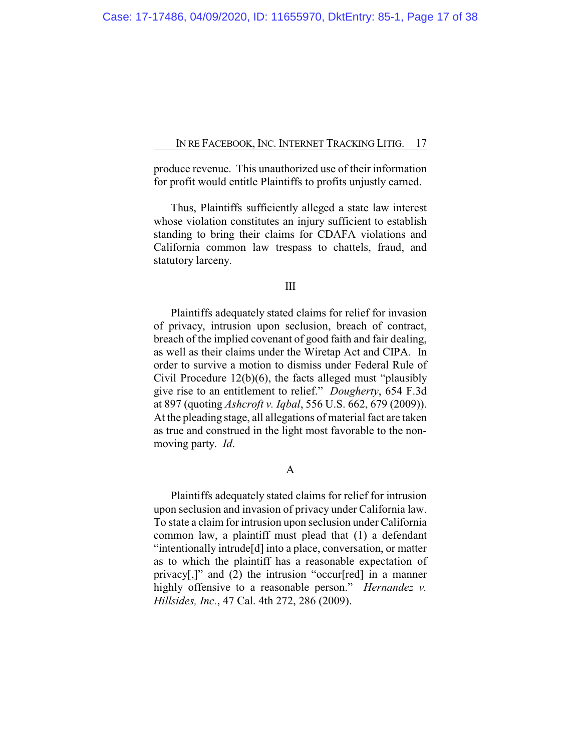produce revenue. This unauthorized use of their information for profit would entitle Plaintiffs to profits unjustly earned.

Thus, Plaintiffs sufficiently alleged a state law interest whose violation constitutes an injury sufficient to establish standing to bring their claims for CDAFA violations and California common law trespass to chattels, fraud, and statutory larceny.

## III

Plaintiffs adequately stated claims for relief for invasion of privacy, intrusion upon seclusion, breach of contract, breach of the implied covenant of good faith and fair dealing, as well as their claims under the Wiretap Act and CIPA. In order to survive a motion to dismiss under Federal Rule of Civil Procedure 12(b)(6), the facts alleged must "plausibly give rise to an entitlement to relief." *Dougherty*, 654 F.3d at 897 (quoting *Ashcroft v. Iqbal*, 556 U.S. 662, 679 (2009)). At the pleading stage, all allegations of material fact are taken as true and construed in the light most favorable to the non-moving party. *Id.*

### A

Plaintiffs adequately stated claims for relief for intrusion upon seclusion and invasion of privacy under California law. To state a claim for intrusion upon seclusion under California common law, a plaintiff must plead that (1) a defendant "intentionally intrude[d] into a place, conversation, or matter as to which the plaintiff has a reasonable expectation of privacy[,]" and (2) the intrusion "occur[red] in a manner highly offensive to a reasonable person." *Hernandez v. Hillsides, Inc.*, 47 Cal. 4th 272, 286 (2009).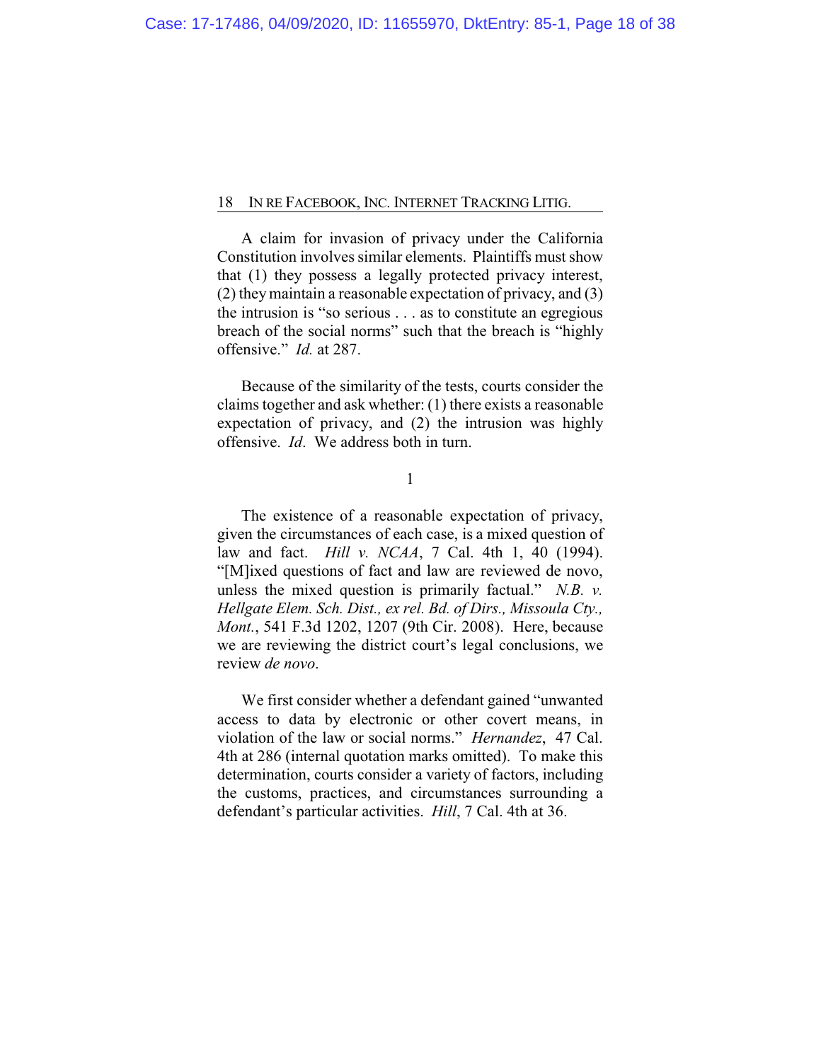A claim for invasion of privacy under the California Constitution involves similar elements. Plaintiffs must show that (1) they possess a legally protected privacy interest, (2) they maintain a reasonable expectation of privacy, and (3) the intrusion is "so serious . . . as to constitute an egregious breach of the social norms" such that the breach is "highly offensive." *Id.* at 287.

Because of the similarity of the tests, courts consider the claims together and ask whether: (1) there exists a reasonable expectation of privacy, and (2) the intrusion was highly offensive. *Id*. We address both in turn.

1

The existence of a reasonable expectation of privacy, given the circumstances of each case, is a mixed question of law and fact. *Hill v. NCAA*, 7 Cal. 4th 1, 40 (1994). "[M]ixed questions of fact and law are reviewed de novo, unless the mixed question is primarily factual." *N.B. v. Hellgate Elem. Sch. Dist., ex rel. Bd. of Dirs., Missoula Cty., Mont.*, 541 F.3d 1202, 1207 (9th Cir. 2008). Here, because we are reviewing the district court's legal conclusions, we review *de novo*.

We first consider whether a defendant gained "unwanted access to data by electronic or other covert means, in violation of the law or social norms." *Hernandez*, 47 Cal. 4th at 286 (internal quotation marks omitted). To make this determination, courts consider a variety of factors, including the customs, practices, and circumstances surrounding a defendant's particular activities. *Hill*, 7 Cal. 4th at 36.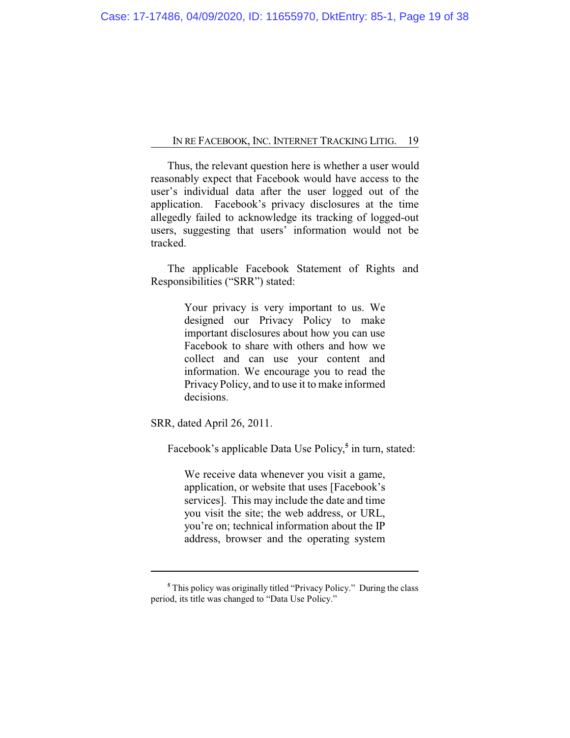Thus, the relevant question here is whether a user would reasonably expect that Facebook would have access to the user's individual data after the user logged out of the application. Facebook's privacy disclosures at the time allegedly failed to acknowledge its tracking of logged-out users, suggesting that users' information would not be tracked.

The applicable Facebook Statement of Rights and Responsibilities ("SRR") stated:

> Your privacy is very important to us. We designed our Privacy Policy to make important disclosures about how you can use Facebook to share with others and how we collect and can use your content and information. We encourage you to read the Privacy Policy, and to use it to make informed decisions.

SRR, dated April 26, 2011.

Facebook's applicable Data Use Policy,[5] in turn, stated:

> We receive data whenever you visit a game, application, or website that uses [Facebook's services]. This may include the date and time you visit the site; the web address, or URL, you're on; technical information about the IP address, browser and the operating system

[5] This policy was originally titled "Privacy Policy." During the class period, its title was changed to "Data Use Policy."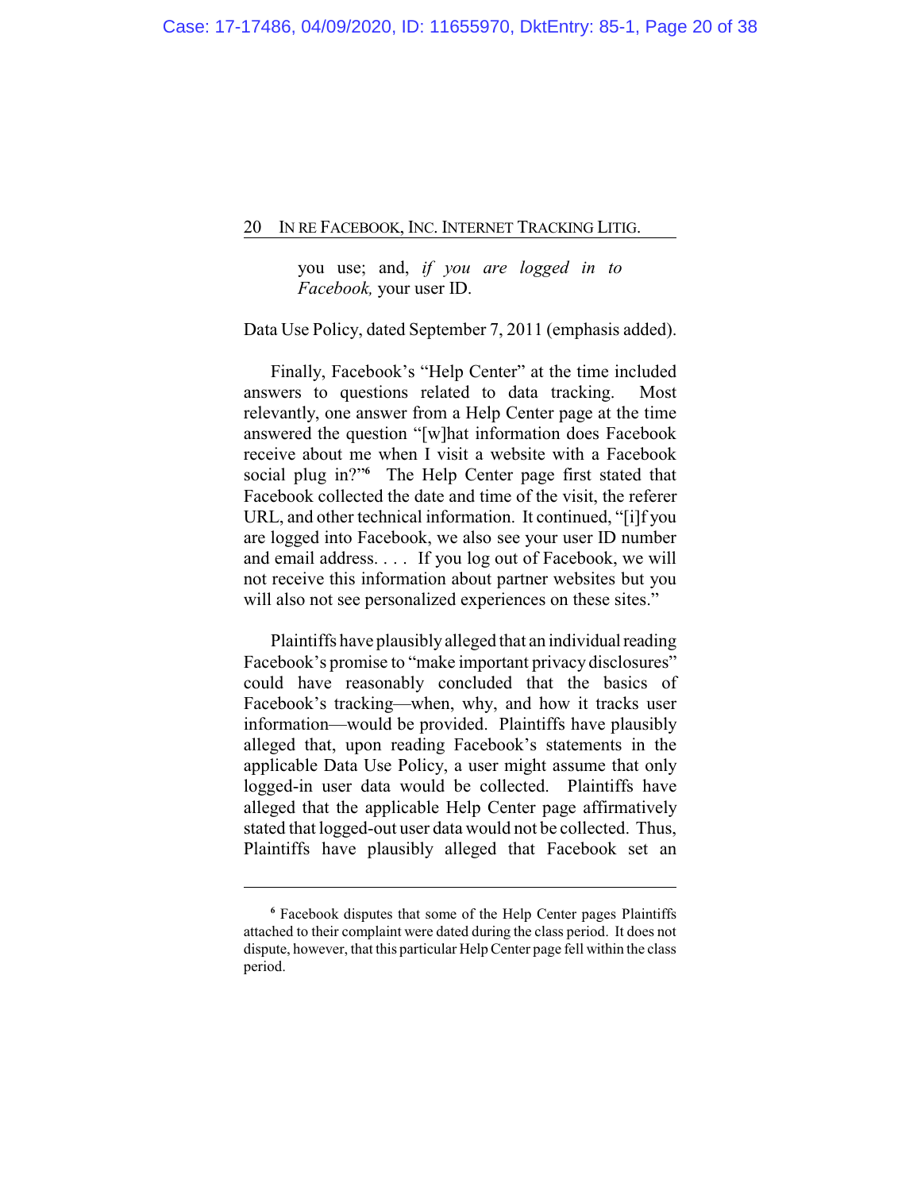you use; and, *if you are logged in to Facebook,* your user ID.

Data Use Policy, dated September 7, 2011 (emphasis added).

Finally, Facebook's "Help Center" at the time included answers to questions related to data tracking. Most relevantly, one answer from a Help Center page at the time answered the question "[w]hat information does Facebook receive about me when I visit a website with a Facebook social plug in?"[6] The Help Center page first stated that Facebook collected the date and time of the visit, the referer URL, and other technical information. It continued, "[i]f you are logged into Facebook, we also see your user ID number and email address. . . . If you log out of Facebook, we will not receive this information about partner websites but you will also not see personalized experiences on these sites."

Plaintiffs have plausibly alleged that an individual reading Facebook's promise to "make important privacy disclosures" could have reasonably concluded that the basics of Facebook's tracking—when, why, and how it tracks user information—would be provided. Plaintiffs have plausibly alleged that, upon reading Facebook's statements in the applicable Data Use Policy, a user might assume that only logged-in user data would be collected. Plaintiffs have alleged that the applicable Help Center page affirmatively stated that logged-out user data would not be collected. Thus, Plaintiffs have plausibly alleged that Facebook set an

---

[6] Facebook disputes that some of the Help Center pages Plaintiffs attached to their complaint were dated during the class period. It does not dispute, however, that this particular Help Center page fell within the class period.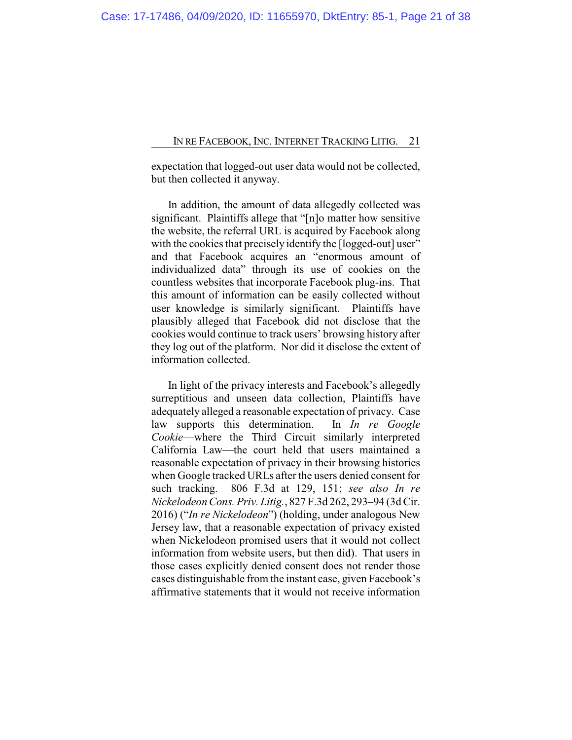expectation that logged-out user data would not be collected, but then collected it anyway.

In addition, the amount of data allegedly collected was significant. Plaintiffs allege that "[n]o matter how sensitive the website, the referral URL is acquired by Facebook along with the cookies that precisely identify the [logged-out] user" and that Facebook acquires an "enormous amount of individualized data" through its use of cookies on the countless websites that incorporate Facebook plug-ins. That this amount of information can be easily collected without user knowledge is similarly significant. Plaintiffs have plausibly alleged that Facebook did not disclose that the cookies would continue to track users' browsing history after they log out of the platform. Nor did it disclose the extent of information collected.

In light of the privacy interests and Facebook's allegedly surreptitious and unseen data collection, Plaintiffs have adequately alleged a reasonable expectation of privacy. Case law supports this determination. In *In re Google Cookie*—where the Third Circuit similarly interpreted California Law—the court held that users maintained a reasonable expectation of privacy in their browsing histories when Google tracked URLs after the users denied consent for such tracking. 806 F.3d at 129, 151; *see also In re Nickelodeon Cons. Priv. Litig.*, 827 F.3d 262, 293–94 (3d Cir. 2016) ("*In re Nickelodeon*") (holding, under analogous New Jersey law, that a reasonable expectation of privacy existed when Nickelodeon promised users that it would not collect information from website users, but then did). That users in those cases explicitly denied consent does not render those cases distinguishable from the instant case, given Facebook's affirmative statements that it would not receive information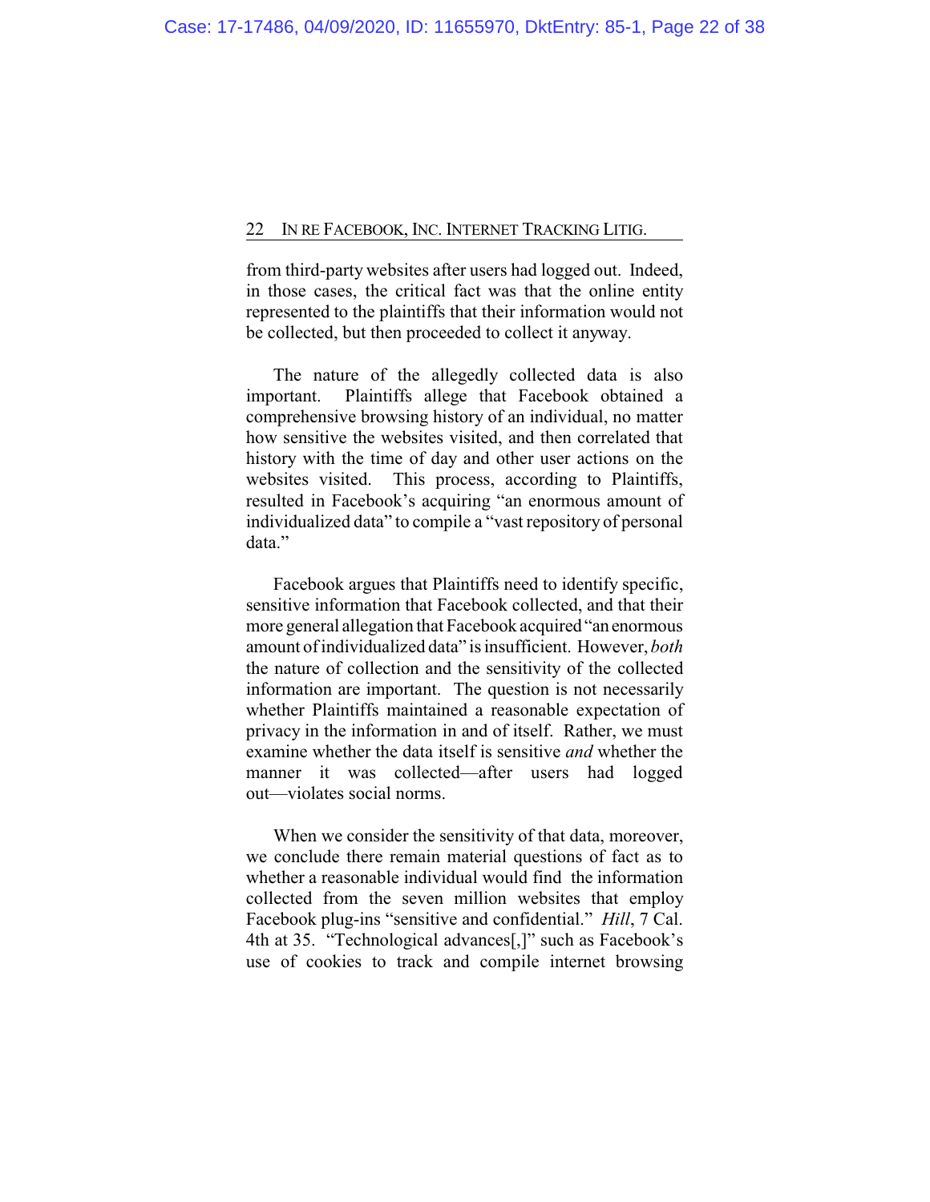from third-party websites after users had logged out. Indeed, in those cases, the critical fact was that the online entity represented to the plaintiffs that their information would not be collected, but then proceeded to collect it anyway.

The nature of the allegedly collected data is also important. Plaintiffs allege that Facebook obtained a comprehensive browsing history of an individual, no matter how sensitive the websites visited, and then correlated that history with the time of day and other user actions on the websites visited. This process, according to Plaintiffs, resulted in Facebook's acquiring "an enormous amount of individualized data" to compile a "vast repository of personal data."

Facebook argues that Plaintiffs need to identify specific, sensitive information that Facebook collected, and that their more general allegation that Facebook acquired "an enormous amount of individualized data" is insufficient. However, *both* the nature of collection and the sensitivity of the collected information are important. The question is not necessarily whether Plaintiffs maintained a reasonable expectation of privacy in the information in and of itself. Rather, we must examine whether the data itself is sensitive *and* whether the manner it was collected—after users had logged out—violates social norms.

When we consider the sensitivity of that data, moreover, we conclude there remain material questions of fact as to whether a reasonable individual would find the information collected from the seven million websites that employ Facebook plug-ins "sensitive and confidential." *Hill*, 7 Cal. 4th at 35. "Technological advances[,]" such as Facebook's use of cookies to track and compile internet browsing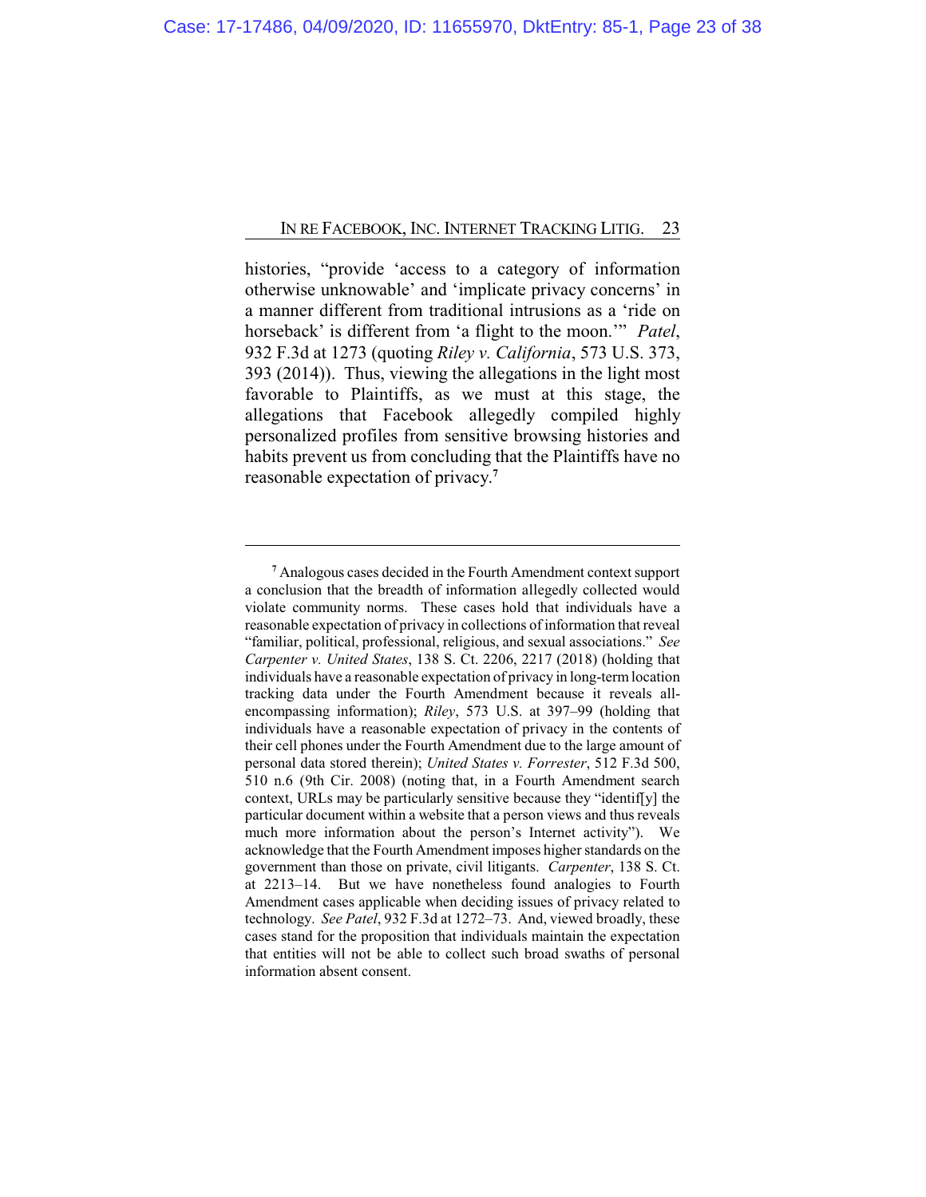histories, "provide 'access to a category of information otherwise unknowable' and 'implicate privacy concerns' in a manner different from traditional intrusions as a 'ride on horseback' is different from 'a flight to the moon.'" *Patel*, 932 F.3d at 1273 (quoting *Riley v. California*, 573 U.S. 373, 393 (2014)). Thus, viewing the allegations in the light most favorable to Plaintiffs, as we must at this stage, the allegations that Facebook allegedly compiled highly personalized profiles from sensitive browsing histories and habits prevent us from concluding that the Plaintiffs have no reasonable expectation of privacy.[7]

---

[7] Analogous cases decided in the Fourth Amendment context support a conclusion that the breadth of information allegedly collected would violate community norms. These cases hold that individuals have a reasonable expectation of privacy in collections of information that reveal "familiar, political, professional, religious, and sexual associations." *See Carpenter v. United States*, 138 S. Ct. 2206, 2217 (2018) (holding that individuals have a reasonable expectation of privacy in long-term location tracking data under the Fourth Amendment because it reveals all-encompassing information); *Riley*, 573 U.S. at 397–99 (holding that individuals have a reasonable expectation of privacy in the contents of their cell phones under the Fourth Amendment due to the large amount of personal data stored therein); *United States v. Forrester*, 512 F.3d 500, 510 n.6 (9th Cir. 2008) (noting that, in a Fourth Amendment search context, URLs may be particularly sensitive because they "identif[y] the particular document within a website that a person views and thus reveals much more information about the person's Internet activity"). We acknowledge that the Fourth Amendment imposes higher standards on the government than those on private, civil litigants. *Carpenter*, 138 S. Ct. at 2213–14. But we have nonetheless found analogies to Fourth Amendment cases applicable when deciding issues of privacy related to technology. *See Patel*, 932 F.3d at 1272–73. And, viewed broadly, these cases stand for the proposition that individuals maintain the expectation that entities will not be able to collect such broad swaths of personal information absent consent.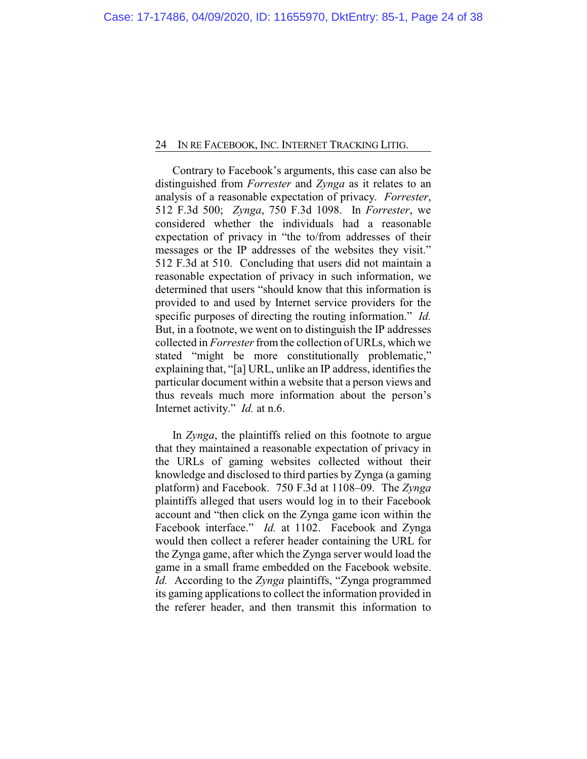Contrary to Facebook's arguments, this case can also be distinguished from *Forrester* and *Zynga* as it relates to an analysis of a reasonable expectation of privacy. *Forrester*, 512 F.3d 500; *Zynga*, 750 F.3d 1098. In *Forrester*, we considered whether the individuals had a reasonable expectation of privacy in "the to/from addresses of their messages or the IP addresses of the websites they visit." 512 F.3d at 510. Concluding that users did not maintain a reasonable expectation of privacy in such information, we determined that users "should know that this information is provided to and used by Internet service providers for the specific purposes of directing the routing information." *Id.* But, in a footnote, we went on to distinguish the IP addresses collected in *Forrester* from the collection of URLs, which we stated "might be more constitutionally problematic," explaining that, "[a] URL, unlike an IP address, identifies the particular document within a website that a person views and thus reveals much more information about the person's Internet activity." *Id.* at n.6.

In *Zynga*, the plaintiffs relied on this footnote to argue that they maintained a reasonable expectation of privacy in the URLs of gaming websites collected without their knowledge and disclosed to third parties by Zynga (a gaming platform) and Facebook. 750 F.3d at 1108–09. The *Zynga* plaintiffs alleged that users would log in to their Facebook account and "then click on the Zynga game icon within the Facebook interface." *Id.* at 1102. Facebook and Zynga would then collect a referer header containing the URL for the Zynga game, after which the Zynga server would load the game in a small frame embedded on the Facebook website. *Id.* According to the *Zynga* plaintiffs, "Zynga programmed its gaming applications to collect the information provided in the referer header, and then transmit this information to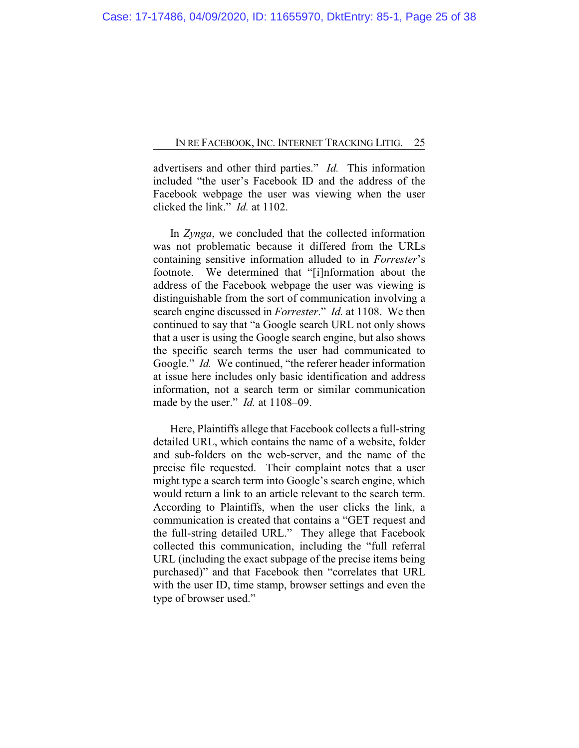advertisers and other third parties." *Id.* This information included "the user's Facebook ID and the address of the Facebook webpage the user was viewing when the user clicked the link." *Id.* at 1102.

In *Zynga*, we concluded that the collected information was not problematic because it differed from the URLs containing sensitive information alluded to in *Forrester*'s footnote. We determined that "[i]nformation about the address of the Facebook webpage the user was viewing is distinguishable from the sort of communication involving a search engine discussed in *Forrester*." *Id.* at 1108. We then continued to say that "a Google search URL not only shows that a user is using the Google search engine, but also shows the specific search terms the user had communicated to Google." *Id.* We continued, "the referer header information at issue here includes only basic identification and address information, not a search term or similar communication made by the user." *Id.* at 1108–09.

Here, Plaintiffs allege that Facebook collects a full-string detailed URL, which contains the name of a website, folder and sub-folders on the web-server, and the name of the precise file requested. Their complaint notes that a user might type a search term into Google's search engine, which would return a link to an article relevant to the search term. According to Plaintiffs, when the user clicks the link, a communication is created that contains a "GET request and the full-string detailed URL." They allege that Facebook collected this communication, including the "full referral URL (including the exact subpage of the precise items being purchased)" and that Facebook then "correlates that URL with the user ID, time stamp, browser settings and even the type of browser used."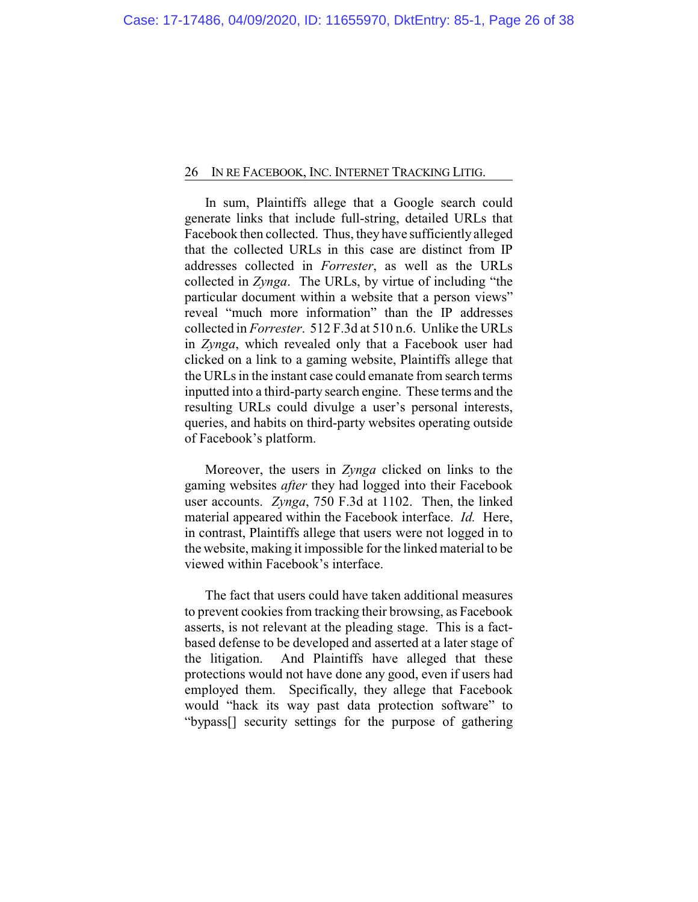In sum, Plaintiffs allege that a Google search could generate links that include full-string, detailed URLs that Facebook then collected. Thus, they have sufficiently alleged that the collected URLs in this case are distinct from IP addresses collected in *Forrester*, as well as the URLs collected in *Zynga*. The URLs, by virtue of including "the particular document within a website that a person views" reveal "much more information" than the IP addresses collected in *Forrester*. 512 F.3d at 510 n.6. Unlike the URLs in *Zynga*, which revealed only that a Facebook user had clicked on a link to a gaming website, Plaintiffs allege that the URLs in the instant case could emanate from search terms inputted into a third-party search engine. These terms and the resulting URLs could divulge a user's personal interests, queries, and habits on third-party websites operating outside of Facebook's platform.

Moreover, the users in *Zynga* clicked on links to the gaming websites *after* they had logged into their Facebook user accounts. *Zynga*, 750 F.3d at 1102. Then, the linked material appeared within the Facebook interface. *Id.* Here, in contrast, Plaintiffs allege that users were not logged in to the website, making it impossible for the linked material to be viewed within Facebook's interface.

The fact that users could have taken additional measures to prevent cookies from tracking their browsing, as Facebook asserts, is not relevant at the pleading stage. This is a fact-based defense to be developed and asserted at a later stage of the litigation. And Plaintiffs have alleged that these protections would not have done any good, even if users had employed them. Specifically, they allege that Facebook would "hack its way past data protection software" to "bypass[] security settings for the purpose of gathering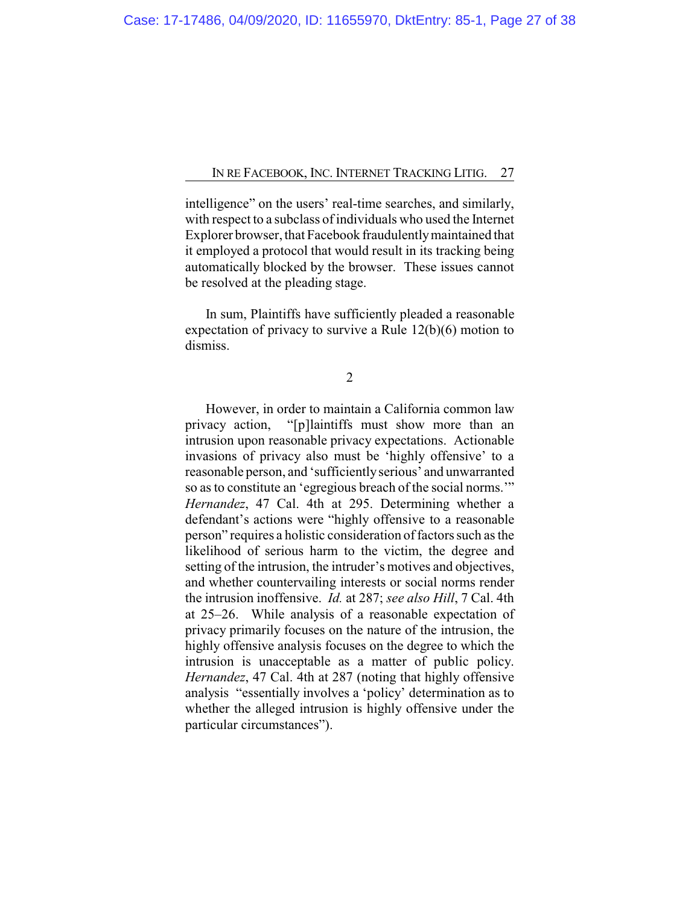intelligence" on the users' real-time searches, and similarly, with respect to a subclass of individuals who used the Internet Explorer browser, that Facebook fraudulently maintained that it employed a protocol that would result in its tracking being automatically blocked by the browser. These issues cannot be resolved at the pleading stage.

In sum, Plaintiffs have sufficiently pleaded a reasonable expectation of privacy to survive a Rule 12(b)(6) motion to dismiss.

2

However, in order to maintain a California common law privacy action, "[p]laintiffs must show more than an intrusion upon reasonable privacy expectations. Actionable invasions of privacy also must be 'highly offensive' to a reasonable person, and 'sufficiently serious' and unwarranted so as to constitute an 'egregious breach of the social norms.'" *Hernandez*, 47 Cal. 4th at 295. Determining whether a defendant's actions were "highly offensive to a reasonable person" requires a holistic consideration of factors such as the likelihood of serious harm to the victim, the degree and setting of the intrusion, the intruder's motives and objectives, and whether countervailing interests or social norms render the intrusion inoffensive. *Id.* at 287; *see also Hill*, 7 Cal. 4th at 25–26. While analysis of a reasonable expectation of privacy primarily focuses on the nature of the intrusion, the highly offensive analysis focuses on the degree to which the intrusion is unacceptable as a matter of public policy. *Hernandez*, 47 Cal. 4th at 287 (noting that highly offensive analysis "essentially involves a 'policy' determination as to whether the alleged intrusion is highly offensive under the particular circumstances").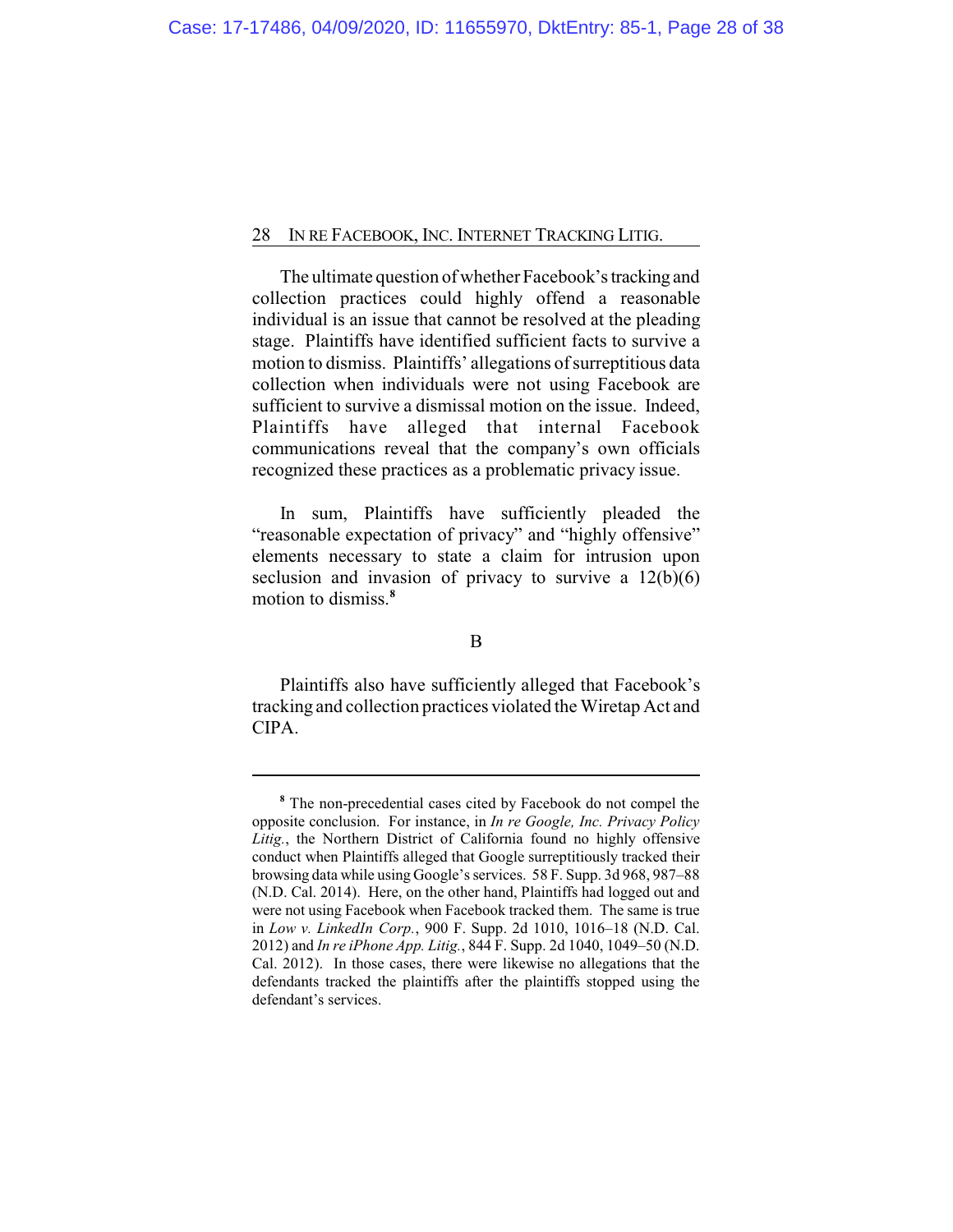The ultimate question of whether Facebook's tracking and collection practices could highly offend a reasonable individual is an issue that cannot be resolved at the pleading stage. Plaintiffs have identified sufficient facts to survive a motion to dismiss. Plaintiffs' allegations of surreptitious data collection when individuals were not using Facebook are sufficient to survive a dismissal motion on the issue. Indeed, Plaintiffs have alleged that internal Facebook communications reveal that the company's own officials recognized these practices as a problematic privacy issue.

In sum, Plaintiffs have sufficiently pleaded the "reasonable expectation of privacy" and "highly offensive" elements necessary to state a claim for intrusion upon seclusion and invasion of privacy to survive a 12(b)(6) motion to dismiss.[8]

B

Plaintiffs also have sufficiently alleged that Facebook's tracking and collection practices violated the Wiretap Act and CIPA.

---

[8] The non-precedential cases cited by Facebook do not compel the opposite conclusion. For instance, in *In re Google, Inc. Privacy Policy Litig.*, the Northern District of California found no highly offensive conduct when Plaintiffs alleged that Google surreptitiously tracked their browsing data while using Google's services. 58 F. Supp. 3d 968, 987–88 (N.D. Cal. 2014). Here, on the other hand, Plaintiffs had logged out and were not using Facebook when Facebook tracked them. The same is true in *Low v. LinkedIn Corp.*, 900 F. Supp. 2d 1010, 1016–18 (N.D. Cal. 2012) and *In re iPhone App. Litig.*, 844 F. Supp. 2d 1040, 1049–50 (N.D. Cal. 2012). In those cases, there were likewise no allegations that the defendants tracked the plaintiffs after the plaintiffs stopped using the defendant's services.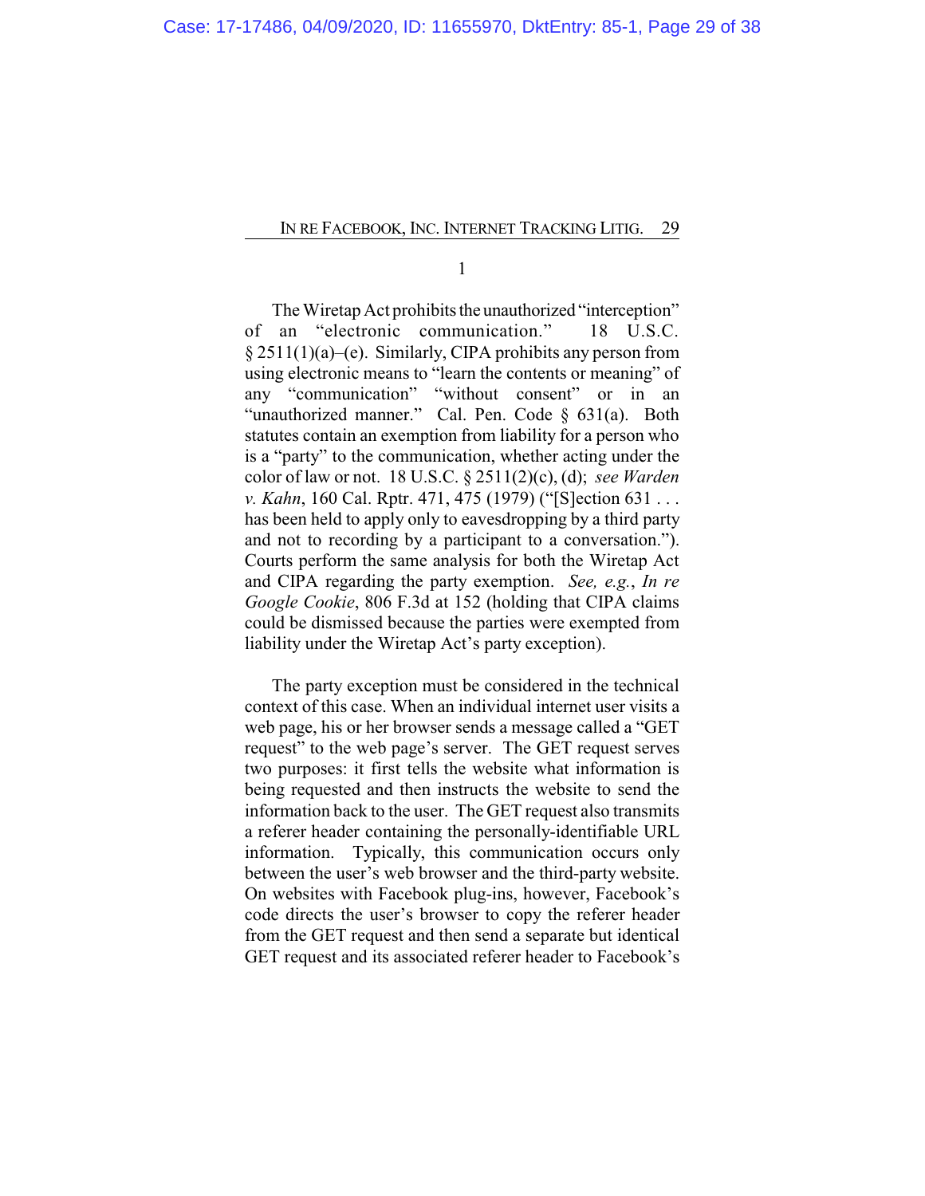1

The Wiretap Act prohibits the unauthorized "interception" of an "electronic communication." 18 U.S.C. § 2511(1)(a)–(e). Similarly, CIPA prohibits any person from using electronic means to "learn the contents or meaning" of any "communication" "without consent" or in an "unauthorized manner." Cal. Pen. Code § 631(a). Both statutes contain an exemption from liability for a person who is a "party" to the communication, whether acting under the color of law or not. 18 U.S.C. § 2511(2)(c), (d); *see Warden v. Kahn*, 160 Cal. Rptr. 471, 475 (1979) ("[S]ection 631 . . . has been held to apply only to eavesdropping by a third party and not to recording by a participant to a conversation."). Courts perform the same analysis for both the Wiretap Act and CIPA regarding the party exemption. *See, e.g.*, *In re Google Cookie*, 806 F.3d at 152 (holding that CIPA claims could be dismissed because the parties were exempted from liability under the Wiretap Act's party exception).

The party exception must be considered in the technical context of this case. When an individual internet user visits a web page, his or her browser sends a message called a "GET request" to the web page's server. The GET request serves two purposes: it first tells the website what information is being requested and then instructs the website to send the information back to the user. The GET request also transmits a referer header containing the personally-identifiable URL information. Typically, this communication occurs only between the user's web browser and the third-party website. On websites with Facebook plug-ins, however, Facebook's code directs the user's browser to copy the referer header from the GET request and then send a separate but identical GET request and its associated referer header to Facebook's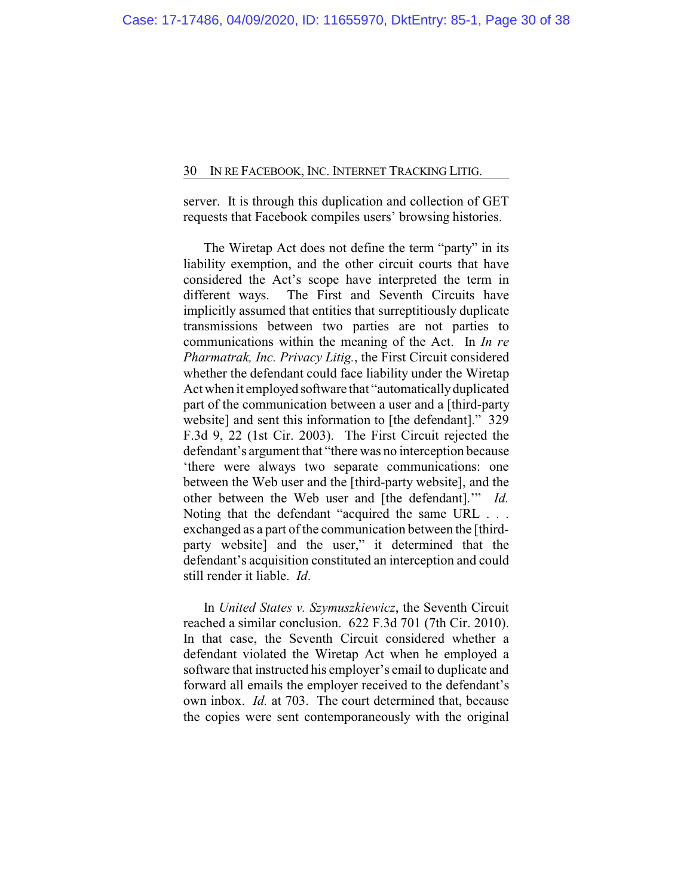server. It is through this duplication and collection of GET requests that Facebook compiles users' browsing histories.

The Wiretap Act does not define the term "party" in its liability exemption, and the other circuit courts that have considered the Act's scope have interpreted the term in different ways. The First and Seventh Circuits have implicitly assumed that entities that surreptitiously duplicate transmissions between two parties are not parties to communications within the meaning of the Act. In *In re Pharmatrak, Inc. Privacy Litig.*, the First Circuit considered whether the defendant could face liability under the Wiretap Act when it employed software that "automatically duplicated part of the communication between a user and a [third-party website] and sent this information to [the defendant]." 329 F.3d 9, 22 (1st Cir. 2003). The First Circuit rejected the defendant's argument that "there was no interception because 'there were always two separate communications: one between the Web user and the [third-party website], and the other between the Web user and [the defendant].'" *Id.* Noting that the defendant "acquired the same URL . . . exchanged as a part of the communication between the [third-party website] and the user," it determined that the defendant's acquisition constituted an interception and could still render it liable. *Id*.

In *United States v. Szymuszkiewicz*, the Seventh Circuit reached a similar conclusion. 622 F.3d 701 (7th Cir. 2010). In that case, the Seventh Circuit considered whether a defendant violated the Wiretap Act when he employed a software that instructed his employer's email to duplicate and forward all emails the employer received to the defendant's own inbox. *Id.* at 703. The court determined that, because the copies were sent contemporaneously with the original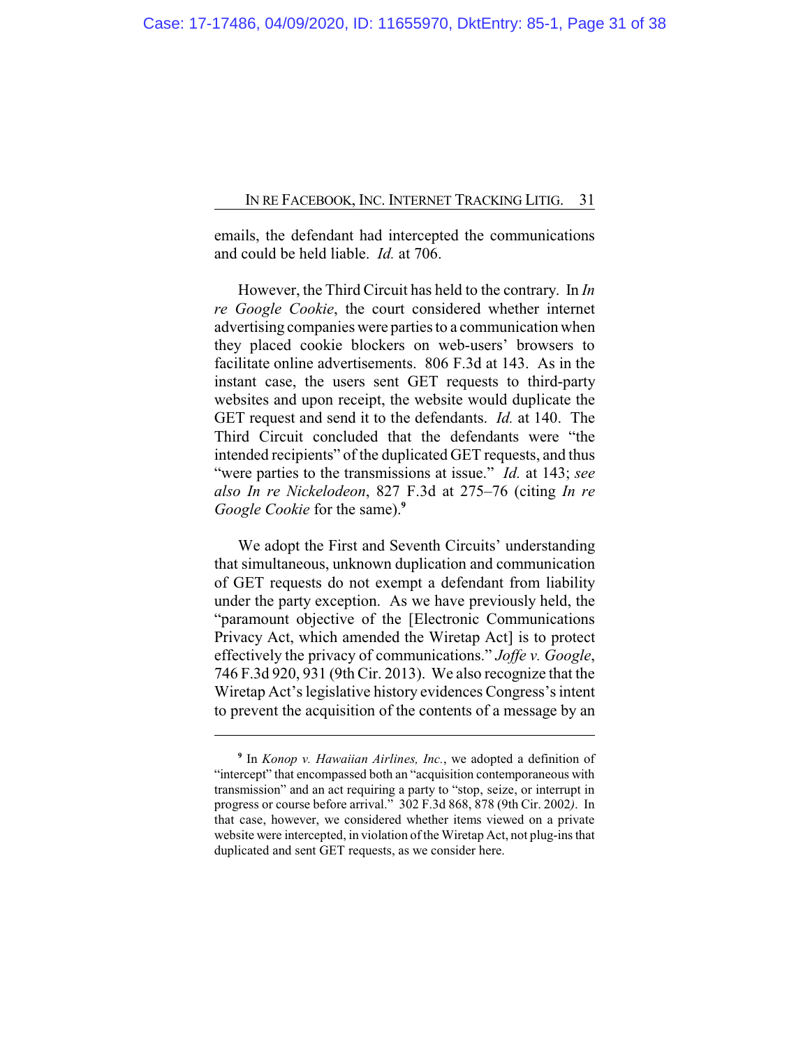emails, the defendant had intercepted the communications and could be held liable. *Id.* at 706.

However, the Third Circuit has held to the contrary. In *In re Google Cookie*, the court considered whether internet advertising companies were parties to a communication when they placed cookie blockers on web-users' browsers to facilitate online advertisements. 806 F.3d at 143. As in the instant case, the users sent GET requests to third-party websites and upon receipt, the website would duplicate the GET request and send it to the defendants. *Id.* at 140. The Third Circuit concluded that the defendants were "the intended recipients" of the duplicated GET requests, and thus "were parties to the transmissions at issue." *Id.* at 143; *see also In re Nickelodeon*, 827 F.3d at 275–76 (citing *In re Google Cookie* for the same).[9]

We adopt the First and Seventh Circuits' understanding that simultaneous, unknown duplication and communication of GET requests do not exempt a defendant from liability under the party exception. As we have previously held, the "paramount objective of the [Electronic Communications Privacy Act, which amended the Wiretap Act] is to protect effectively the privacy of communications." *Joffe v. Google*, 746 F.3d 920, 931 (9th Cir. 2013). We also recognize that the Wiretap Act's legislative history evidences Congress's intent to prevent the acquisition of the contents of a message by an

---

[9] In *Konop v. Hawaiian Airlines, Inc.*, we adopted a definition of "intercept" that encompassed both an "acquisition contemporaneous with transmission" and an act requiring a party to "stop, seize, or interrupt in progress or course before arrival." 302 F.3d 868, 878 (9th Cir. 2002). In that case, however, we considered whether items viewed on a private website were intercepted, in violation of the Wiretap Act, not plug-ins that duplicated and sent GET requests, as we consider here.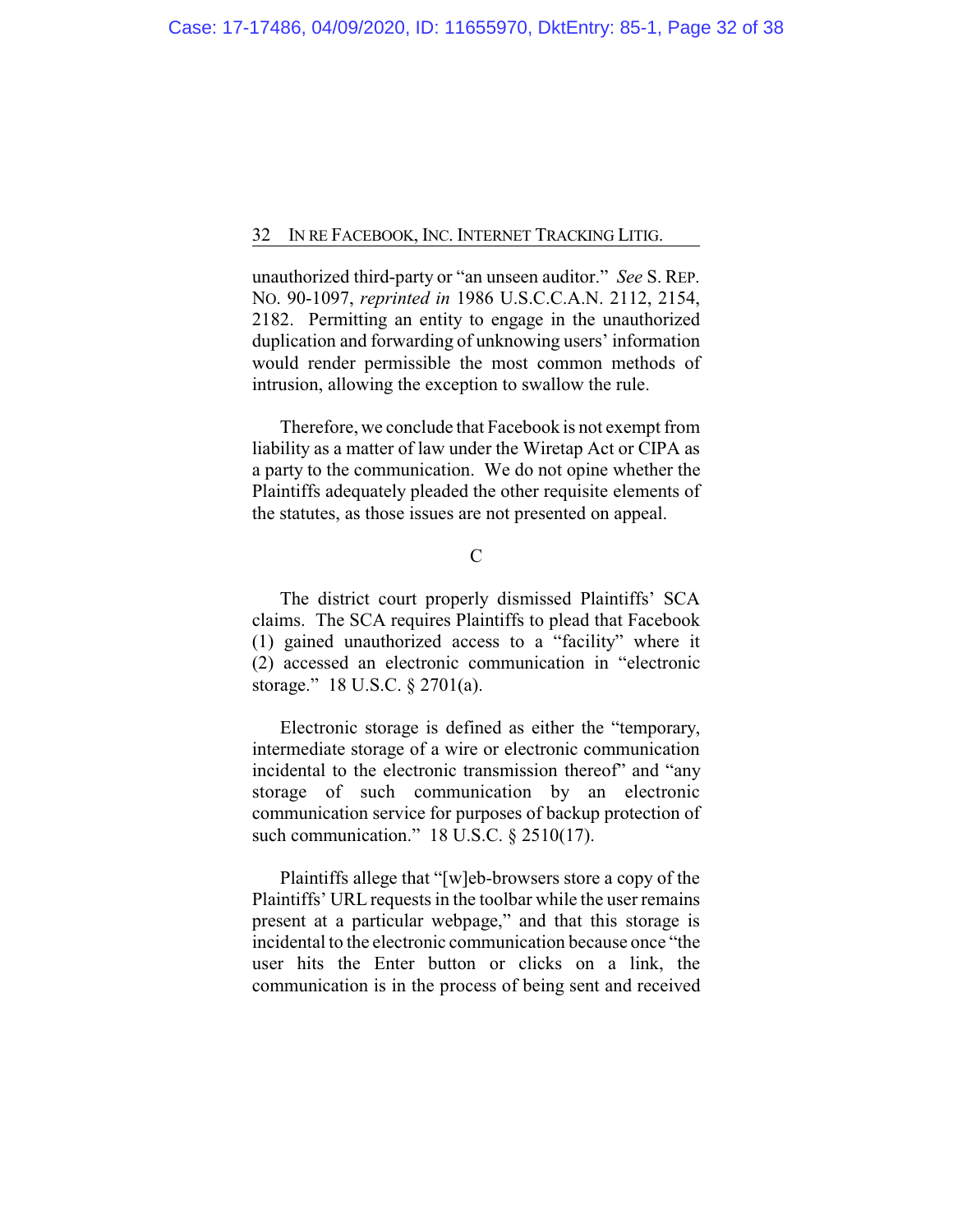unauthorized third-party or "an unseen auditor." *See* S. REP. NO. 90-1097, *reprinted in* 1986 U.S.C.C.A.N. 2112, 2154, 2182. Permitting an entity to engage in the unauthorized duplication and forwarding of unknowing users' information would render permissible the most common methods of intrusion, allowing the exception to swallow the rule.

Therefore, we conclude that Facebook is not exempt from liability as a matter of law under the Wiretap Act or CIPA as a party to the communication. We do not opine whether the Plaintiffs adequately pleaded the other requisite elements of the statutes, as those issues are not presented on appeal.

C

The district court properly dismissed Plaintiffs' SCA claims. The SCA requires Plaintiffs to plead that Facebook (1) gained unauthorized access to a "facility" where it (2) accessed an electronic communication in "electronic storage." 18 U.S.C. § 2701(a).

Electronic storage is defined as either the "temporary, intermediate storage of a wire or electronic communication incidental to the electronic transmission thereof" and "any storage of such communication by an electronic communication service for purposes of backup protection of such communication." 18 U.S.C. § 2510(17).

Plaintiffs allege that "[w]eb-browsers store a copy of the Plaintiffs' URL requests in the toolbar while the user remains present at a particular webpage," and that this storage is incidental to the electronic communication because once "the user hits the Enter button or clicks on a link, the communication is in the process of being sent and received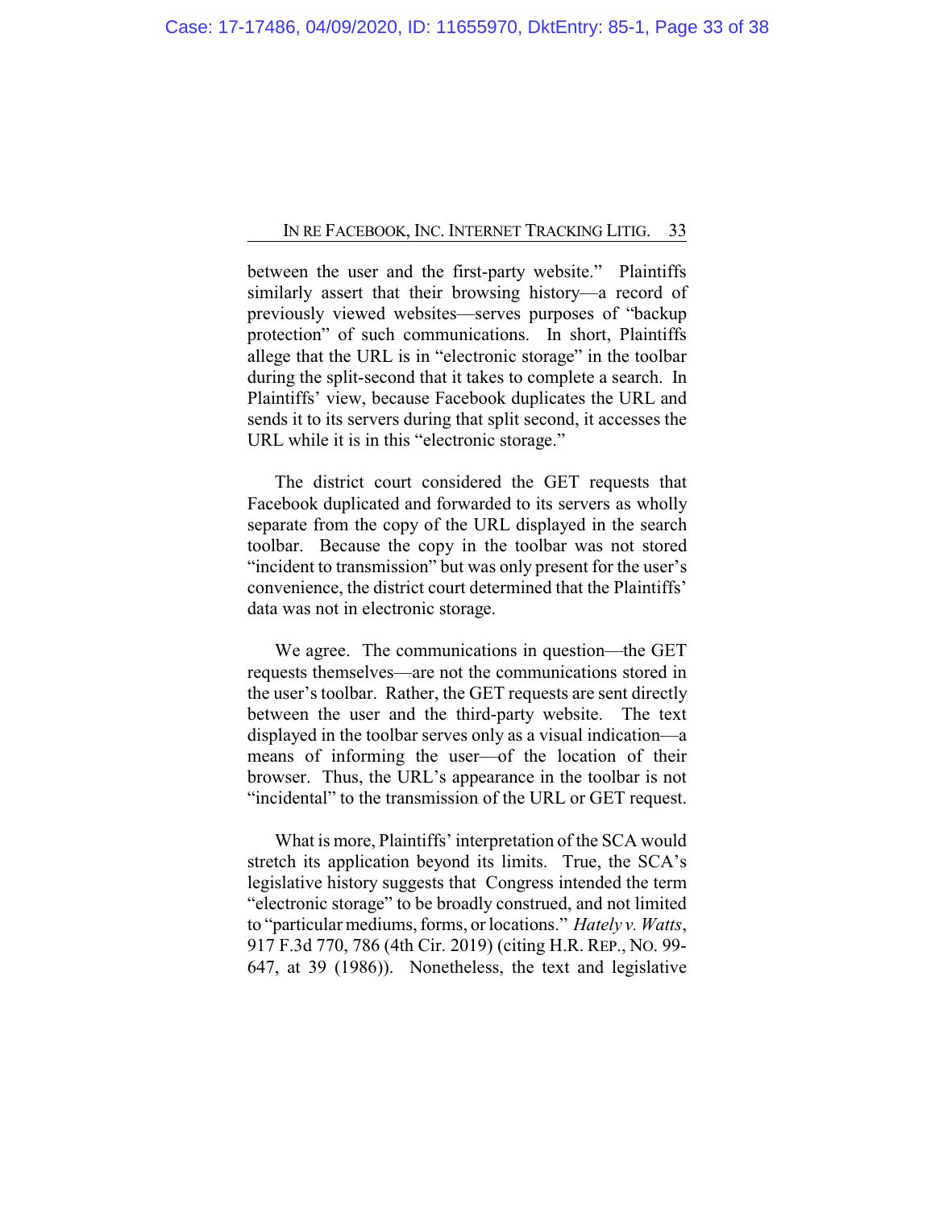between the user and the first-party website." Plaintiffs similarly assert that their browsing history—a record of previously viewed websites—serves purposes of "backup protection" of such communications. In short, Plaintiffs allege that the URL is in "electronic storage" in the toolbar during the split-second that it takes to complete a search. In Plaintiffs' view, because Facebook duplicates the URL and sends it to its servers during that split second, it accesses the URL while it is in this "electronic storage."

The district court considered the GET requests that Facebook duplicated and forwarded to its servers as wholly separate from the copy of the URL displayed in the search toolbar. Because the copy in the toolbar was not stored "incident to transmission" but was only present for the user's convenience, the district court determined that the Plaintiffs' data was not in electronic storage.

We agree. The communications in question—the GET requests themselves—are not the communications stored in the user's toolbar. Rather, the GET requests are sent directly between the user and the third-party website. The text displayed in the toolbar serves only as a visual indication—a means of informing the user—of the location of their browser. Thus, the URL's appearance in the toolbar is not "incidental" to the transmission of the URL or GET request.

What is more, Plaintiffs' interpretation of the SCA would stretch its application beyond its limits. True, the SCA's legislative history suggests that Congress intended the term "electronic storage" to be broadly construed, and not limited to "particular mediums, forms, or locations." *Hately v. Watts*, 917 F.3d 770, 786 (4th Cir. 2019) (citing H.R. REP., NO. 99-647, at 39 (1986)). Nonetheless, the text and legislative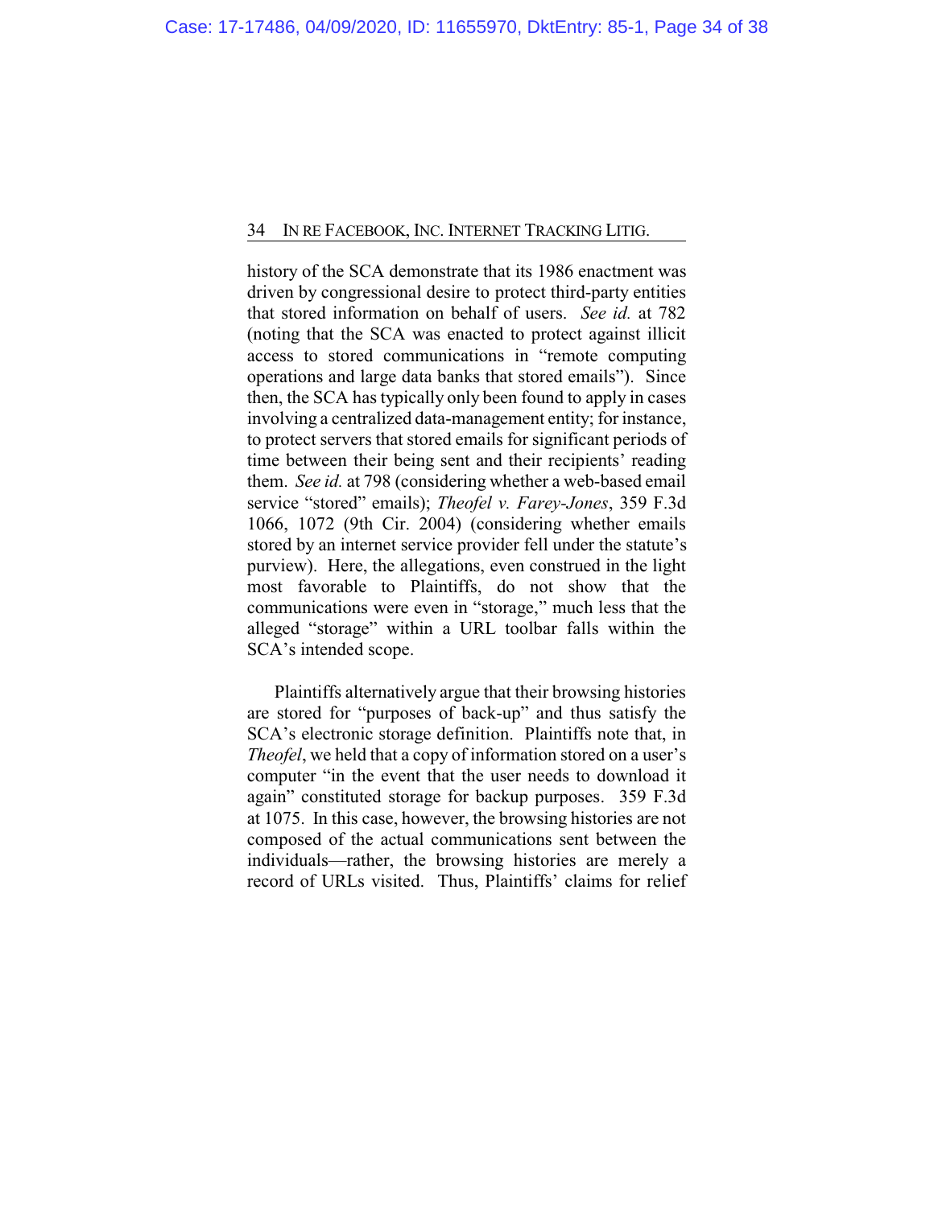history of the SCA demonstrate that its 1986 enactment was driven by congressional desire to protect third-party entities that stored information on behalf of users. *See id.* at 782 (noting that the SCA was enacted to protect against illicit access to stored communications in "remote computing operations and large data banks that stored emails"). Since then, the SCA has typically only been found to apply in cases involving a centralized data-management entity; for instance, to protect servers that stored emails for significant periods of time between their being sent and their recipients' reading them. *See id.* at 798 (considering whether a web-based email service "stored" emails); *Theofel v. Farey-Jones*, 359 F.3d 1066, 1072 (9th Cir. 2004) (considering whether emails stored by an internet service provider fell under the statute's purview). Here, the allegations, even construed in the light most favorable to Plaintiffs, do not show that the communications were even in "storage," much less that the alleged "storage" within a URL toolbar falls within the SCA's intended scope.

Plaintiffs alternatively argue that their browsing histories are stored for "purposes of back-up" and thus satisfy the SCA's electronic storage definition. Plaintiffs note that, in *Theofel*, we held that a copy of information stored on a user's computer "in the event that the user needs to download it again" constituted storage for backup purposes. 359 F.3d at 1075. In this case, however, the browsing histories are not composed of the actual communications sent between the individuals—rather, the browsing histories are merely a record of URLs visited. Thus, Plaintiffs' claims for relief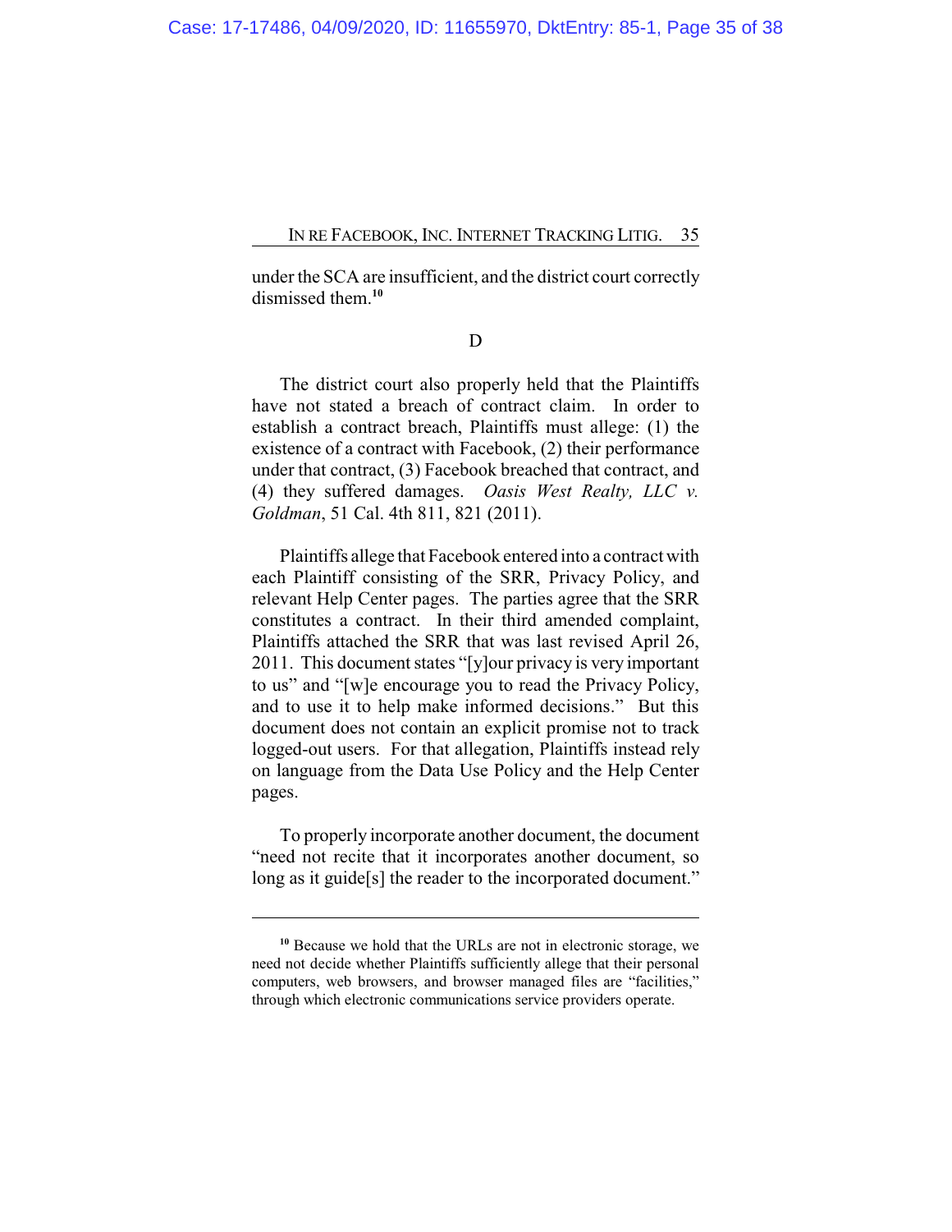under the SCA are insufficient, and the district court correctly dismissed them.[10]

D

The district court also properly held that the Plaintiffs have not stated a breach of contract claim. In order to establish a contract breach, Plaintiffs must allege: (1) the existence of a contract with Facebook, (2) their performance under that contract, (3) Facebook breached that contract, and (4) they suffered damages. *Oasis West Realty, LLC v. Goldman*, 51 Cal. 4th 811, 821 (2011).

Plaintiffs allege that Facebook entered into a contract with each Plaintiff consisting of the SRR, Privacy Policy, and relevant Help Center pages. The parties agree that the SRR constitutes a contract. In their third amended complaint, Plaintiffs attached the SRR that was last revised April 26, 2011. This document states "[y]our privacy is very important to us" and "[w]e encourage you to read the Privacy Policy, and to use it to help make informed decisions." But this document does not contain an explicit promise not to track logged-out users. For that allegation, Plaintiffs instead rely on language from the Data Use Policy and the Help Center pages.

To properly incorporate another document, the document "need not recite that it incorporates another document, so long as it guide[s] the reader to the incorporated document."

---

[10] Because we hold that the URLs are not in electronic storage, we need not decide whether Plaintiffs sufficiently allege that their personal computers, web browsers, and browser managed files are "facilities," through which electronic communications service providers operate.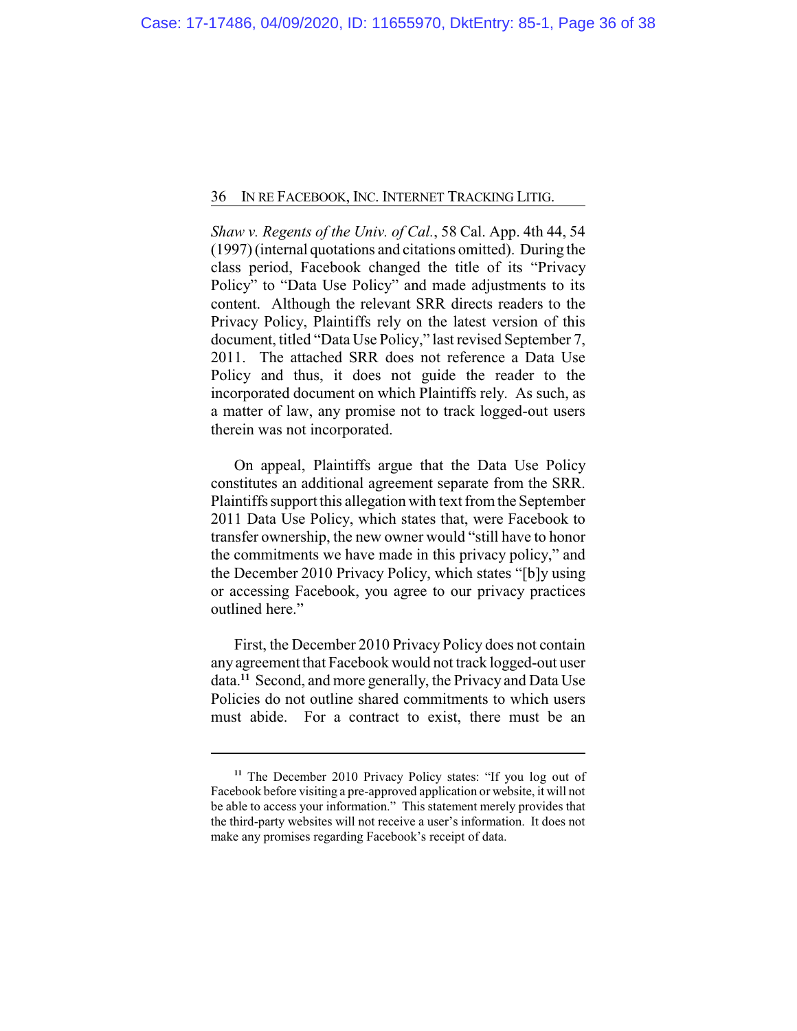*Shaw v. Regents of the Univ. of Cal.*, 58 Cal. App. 4th 44, 54 (1997) (internal quotations and citations omitted). During the class period, Facebook changed the title of its "Privacy Policy" to "Data Use Policy" and made adjustments to its content. Although the relevant SRR directs readers to the Privacy Policy, Plaintiffs rely on the latest version of this document, titled "Data Use Policy," last revised September 7, 2011. The attached SRR does not reference a Data Use Policy and thus, it does not guide the reader to the incorporated document on which Plaintiffs rely. As such, as a matter of law, any promise not to track logged-out users therein was not incorporated.

On appeal, Plaintiffs argue that the Data Use Policy constitutes an additional agreement separate from the SRR. Plaintiffs support this allegation with text from the September 2011 Data Use Policy, which states that, were Facebook to transfer ownership, the new owner would "still have to honor the commitments we have made in this privacy policy," and the December 2010 Privacy Policy, which states "[b]y using or accessing Facebook, you agree to our privacy practices outlined here."

First, the December 2010 Privacy Policy does not contain any agreement that Facebook would not track logged-out user data.[11] Second, and more generally, the Privacy and Data Use Policies do not outline shared commitments to which users must abide. For a contract to exist, there must be an

---

[11] The December 2010 Privacy Policy states: "If you log out of Facebook before visiting a pre-approved application or website, it will not be able to access your information." This statement merely provides that the third-party websites will not receive a user's information. It does not make any promises regarding Facebook's receipt of data.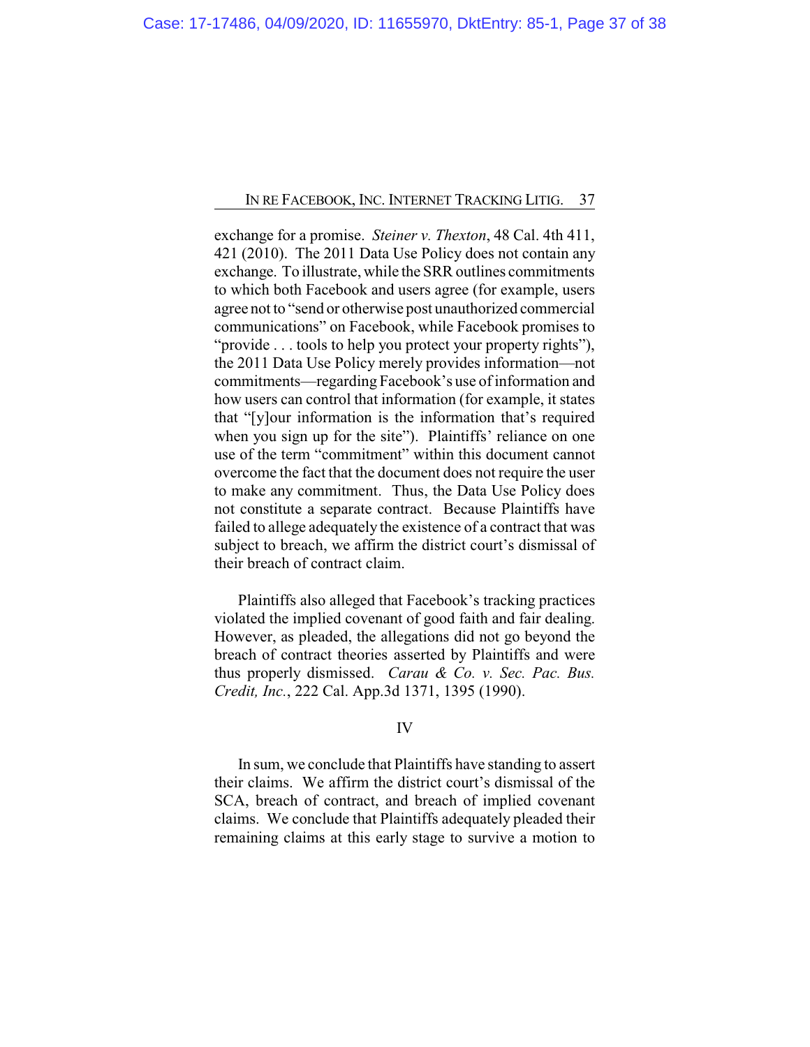exchange for a promise. *Steiner v. Thexton*, 48 Cal. 4th 411, 421 (2010). The 2011 Data Use Policy does not contain any exchange. To illustrate, while the SRR outlines commitments to which both Facebook and users agree (for example, users agree not to "send or otherwise post unauthorized commercial communications" on Facebook, while Facebook promises to "provide . . . tools to help you protect your property rights"), the 2011 Data Use Policy merely provides information—not commitments—regarding Facebook's use of information and how users can control that information (for example, it states that "[y]our information is the information that's required when you sign up for the site"). Plaintiffs' reliance on one use of the term "commitment" within this document cannot overcome the fact that the document does not require the user to make any commitment. Thus, the Data Use Policy does not constitute a separate contract. Because Plaintiffs have failed to allege adequately the existence of a contract that was subject to breach, we affirm the district court's dismissal of their breach of contract claim.

Plaintiffs also alleged that Facebook's tracking practices violated the implied covenant of good faith and fair dealing. However, as pleaded, the allegations did not go beyond the breach of contract theories asserted by Plaintiffs and were thus properly dismissed. *Carau & Co. v. Sec. Pac. Bus. Credit, Inc.*, 222 Cal. App.3d 1371, 1395 (1990).

## IV

In sum, we conclude that Plaintiffs have standing to assert their claims. We affirm the district court's dismissal of the SCA, breach of contract, and breach of implied covenant claims. We conclude that Plaintiffs adequately pleaded their remaining claims at this early stage to survive a motion to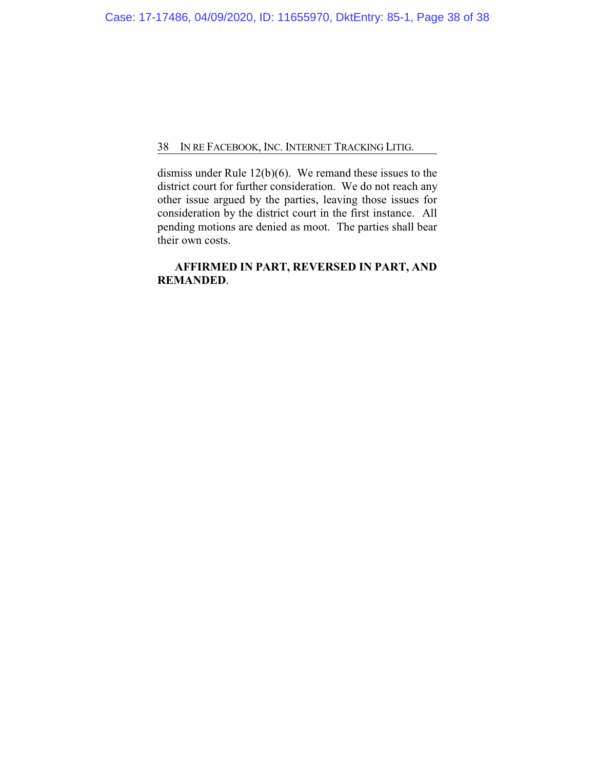dismiss under Rule 12(b)(6). We remand these issues to the district court for further consideration. We do not reach any other issue argued by the parties, leaving those issues for consideration by the district court in the first instance. All pending motions are denied as moot. The parties shall bear their own costs.

**AFFIRMED IN PART, REVERSED IN PART, AND REMANDED**.